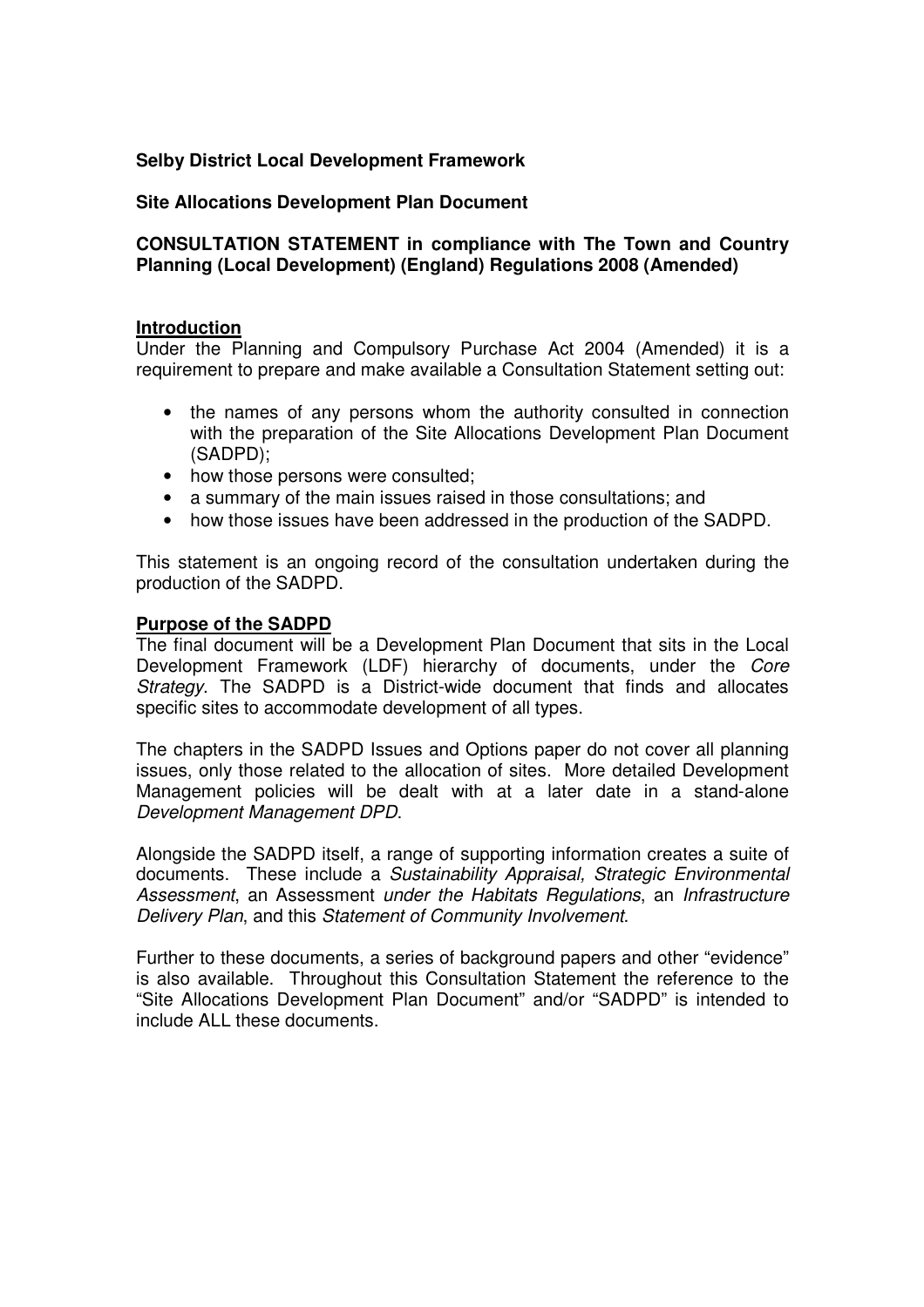**Selby District Local Development Framework**

**Site Allocations Development Plan Document**

**CONSULTATION STATEMENT in compliance with The Town and Country Planning (Local Development) (England) Regulations 2008 (Amended)**

## Introduction

Under the Planning and Compulsory Purchase Act 2004 (Amended) it is a requirement to prepare and make available a Consultation Statement setting out:

- the names of any persons whom the authority consulted in connection with the preparation of the Site Allocations Development Plan Document (SADPD);
- how those persons were consulted;
- a summary of the main issues raised in those consultations; and
- how those issues have been addressed in the production of the SADPD.

This statement is an ongoing record of the consultation undertaken during the production of the SADPD.

## Purpose of the SADPD

The final document will be a Development Plan Document that sits in the Local Development Framework (LDF) hierarchy of documents, under the *Core Strategy*. The SADPD is a District-wide document that finds and allocates specific sites to accommodate development of all types.

The chapters in the SADPD Issues and Options paper do not cover all planning issues, only those related to the allocation of sites. More detailed Development Management policies will be dealt with at a later date in a stand-alone *Development Management DPD*.

Alongside the SADPD itself, a range of supporting information creates a suite of documents. These include a *Sustainability Appraisal, Strategic Environmental Assessment*, an Assessment *under the Habitats Regulations*, an *Infrastructure Delivery Plan*, and this *Statement of Community Involvement*.

Further to these documents, a series of background papers and other "evidence" is also available. Throughout this Consultation Statement the reference to the "Site Allocations Development Plan Document" and/or "SADPD" is intended to include ALL these documents.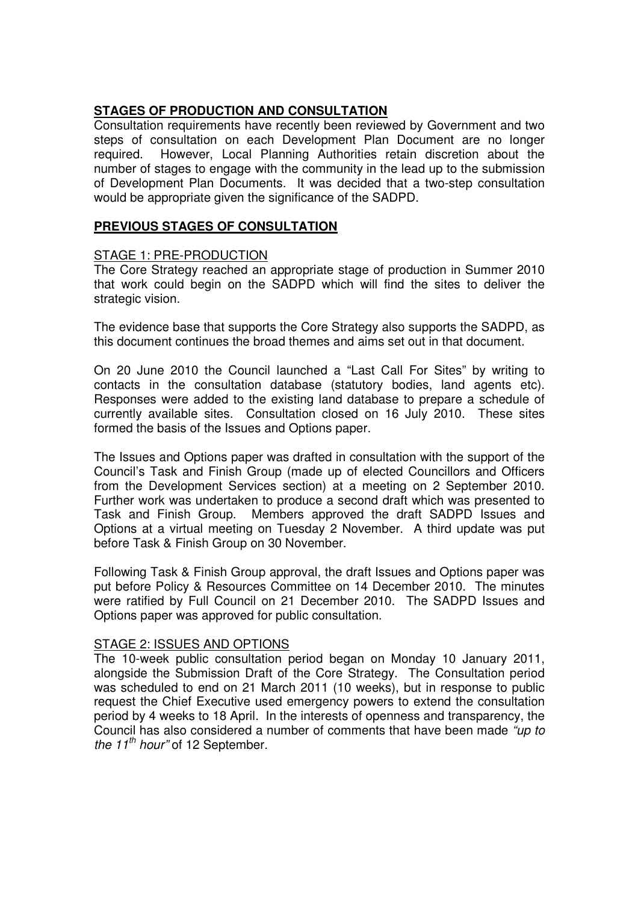## **STAGES OF PRODUCTION AND CONSULTATION**

Consultation requirements have recently been reviewed by Government and two steps of consultation on each Development Plan Document are no longer required. However, Local Planning Authorities retain discretion about the number of stages to engage with the community in the lead up to the submission of Development Plan Documents. It was decided that a two-step consultation would be appropriate given the significance of the SADPD.

## **PREVIOUS STAGES OF CONSULTATION**

### STAGE 1: PRE-PRODUCTION

The Core Strategy reached an appropriate stage of production in Summer 2010 that work could begin on the SADPD which will find the sites to deliver the strategic vision.

The evidence base that supports the Core Strategy also supports the SADPD, as this document continues the broad themes and aims set out in that document.

On 20 June 2010 the Council launched a "Last Call For Sites" by writing to contacts in the consultation database (statutory bodies, land agents etc). Responses were added to the existing land database to prepare a schedule of currently available sites. Consultation closed on 16 July 2010. These sites formed the basis of the Issues and Options paper.

The Issues and Options paper was drafted in consultation with the support of the Council's Task and Finish Group (made up of elected Councillors and Officers from the Development Services section) at a meeting on 2 September 2010. Further work was undertaken to produce a second draft which was presented to Task and Finish Group. Members approved the draft SADPD Issues and Options at a virtual meeting on Tuesday 2 November. A third update was put before Task & Finish Group on 30 November.

Following Task & Finish Group approval, the draft Issues and Options paper was put before Policy & Resources Committee on 14 December 2010. The minutes were ratified by Full Council on 21 December 2010. The SADPD Issues and Options paper was approved for public consultation.

### STAGE 2: ISSUES AND OPTIONS

The 10-week public consultation period began on Monday 10 January 2011, alongside the Submission Draft of the Core Strategy. The Consultation period was scheduled to end on 21 March 2011 (10 weeks), but in response to public request the Chief Executive used emergency powers to extend the consultation period by 4 weeks to 18 April. In the interests of openness and transparency, the Council has also considered a number of comments that have been made *"up to the 11th hour"* of 12 September.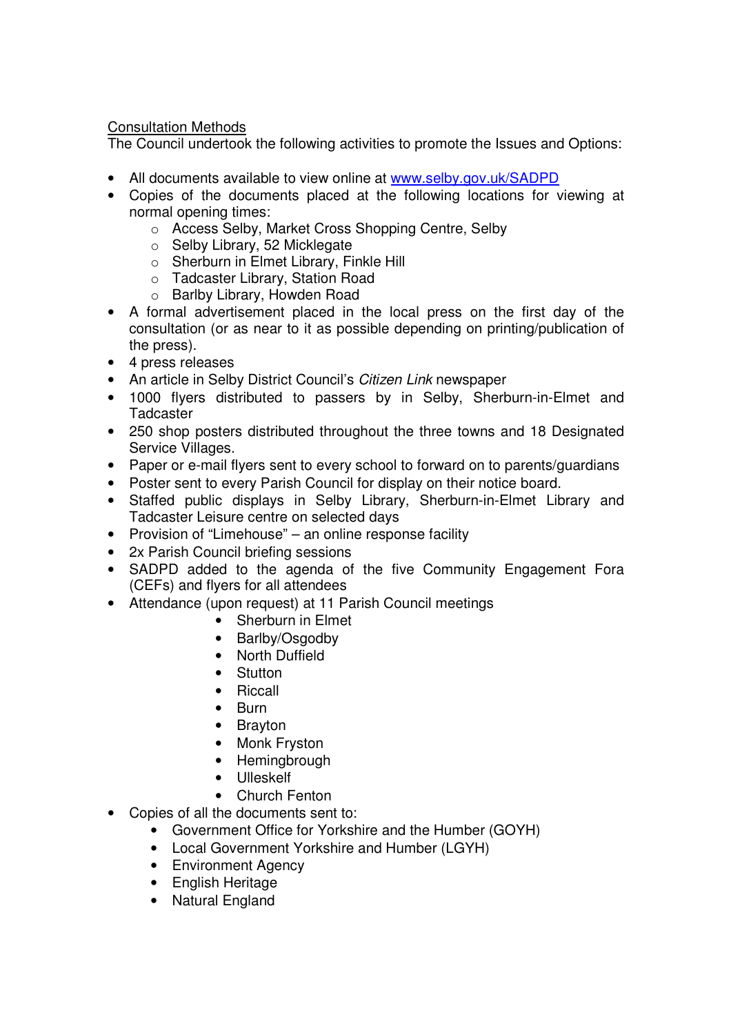Consultation Methods

The Council undertook the following activities to promote the Issues and Options:

- All documents available to view online at [www.selby.gov.uk/SADPD](www.selby.gov.uk/SADPD)
- Copies of the documents placed at the following locations for viewing at normal opening times:
  - Access Selby, Market Cross Shopping Centre, Selby
  - Selby Library, 52 Micklegate
  - Sherburn in Elmet Library, Finkle Hill
  - Tadcaster Library, Station Road
  - Barlby Library, Howden Road
- A formal advertisement placed in the local press on the first day of the consultation (or as near to it as possible depending on printing/publication of the press).
- 4 press releases
- An article in Selby District Council's *Citizen Link* newspaper
- 1000 flyers distributed to passers by in Selby, Sherburn-in-Elmet and Tadcaster
- 250 shop posters distributed throughout the three towns and 18 Designated Service Villages.
- Paper or e-mail flyers sent to every school to forward on to parents/guardians
- Poster sent to every Parish Council for display on their notice board.
- Staffed public displays in Selby Library, Sherburn-in-Elmet Library and Tadcaster Leisure centre on selected days
- Provision of "Limehouse" – an online response facility
- 2x Parish Council briefing sessions
- SADPD added to the agenda of the five Community Engagement Fora (CEFs) and flyers for all attendees
- Attendance (upon request) at 11 Parish Council meetings
  - Sherburn in Elmet
  - Barlby/Osgodby
  - North Duffield
  - Stutton
  - Riccall
  - Burn
  - Brayton
  - Monk Fryston
  - Hemingbrough
  - Ulleskelf
  - Church Fenton
- Copies of all the documents sent to:
  - Government Office for Yorkshire and the Humber (GOYH)
  - Local Government Yorkshire and Humber (LGYH)
  - Environment Agency
  - English Heritage
  - Natural England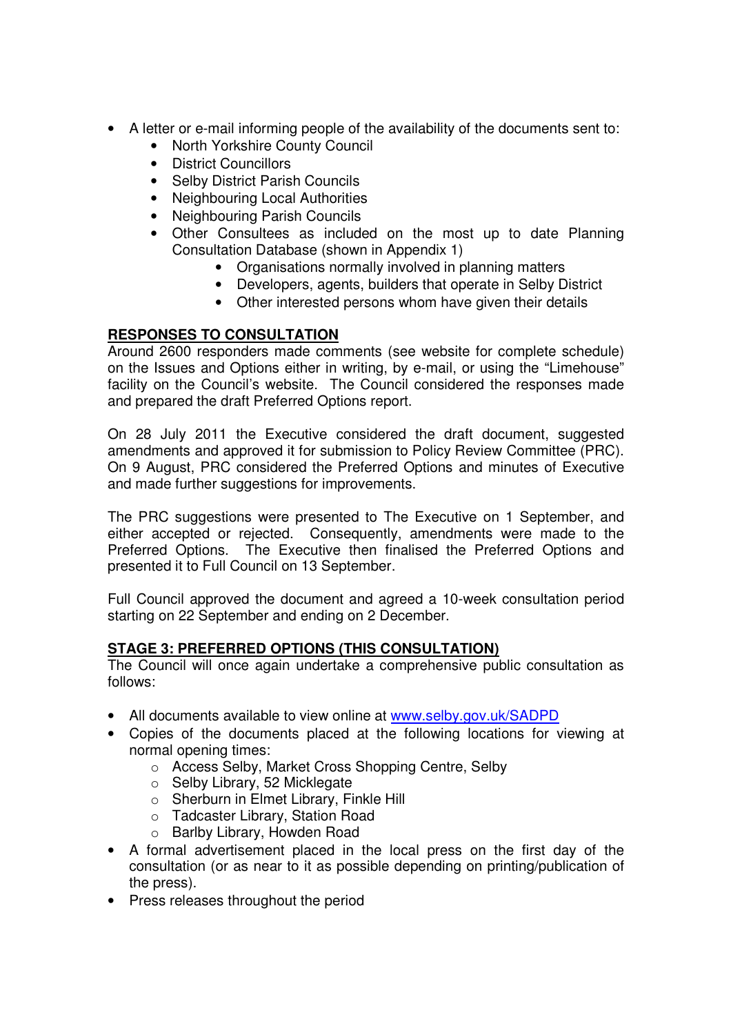- A letter or e-mail informing people of the availability of the documents sent to:
  - North Yorkshire County Council
  - District Councillors
  - Selby District Parish Councils
  - Neighbouring Local Authorities
  - Neighbouring Parish Councils
  - Other Consultees as included on the most up to date Planning Consultation Database (shown in Appendix 1)
    - Organisations normally involved in planning matters
    - Developers, agents, builders that operate in Selby District
    - Other interested persons whom have given their details

**RESPONSES TO CONSULTATION**

Around 2600 responders made comments (see website for complete schedule) on the Issues and Options either in writing, by e-mail, or using the "Limehouse" facility on the Council's website. The Council considered the responses made and prepared the draft Preferred Options report.

On 28 July 2011 the Executive considered the draft document, suggested amendments and approved it for submission to Policy Review Committee (PRC). On 9 August, PRC considered the Preferred Options and minutes of Executive and made further suggestions for improvements.

The PRC suggestions were presented to The Executive on 1 September, and either accepted or rejected. Consequently, amendments were made to the Preferred Options. The Executive then finalised the Preferred Options and presented it to Full Council on 13 September.

Full Council approved the document and agreed a 10-week consultation period starting on 22 September and ending on 2 December.

**STAGE 3: PREFERRED OPTIONS (THIS CONSULTATION)**

The Council will once again undertake a comprehensive public consultation as follows:

- All documents available to view online at www.selby.gov.uk/SADPD
- Copies of the documents placed at the following locations for viewing at normal opening times:
  - Access Selby, Market Cross Shopping Centre, Selby
  - Selby Library, 52 Micklegate
  - Sherburn in Elmet Library, Finkle Hill
  - Tadcaster Library, Station Road
  - Barlby Library, Howden Road
- A formal advertisement placed in the local press on the first day of the consultation (or as near to it as possible depending on printing/publication of the press).
- Press releases throughout the period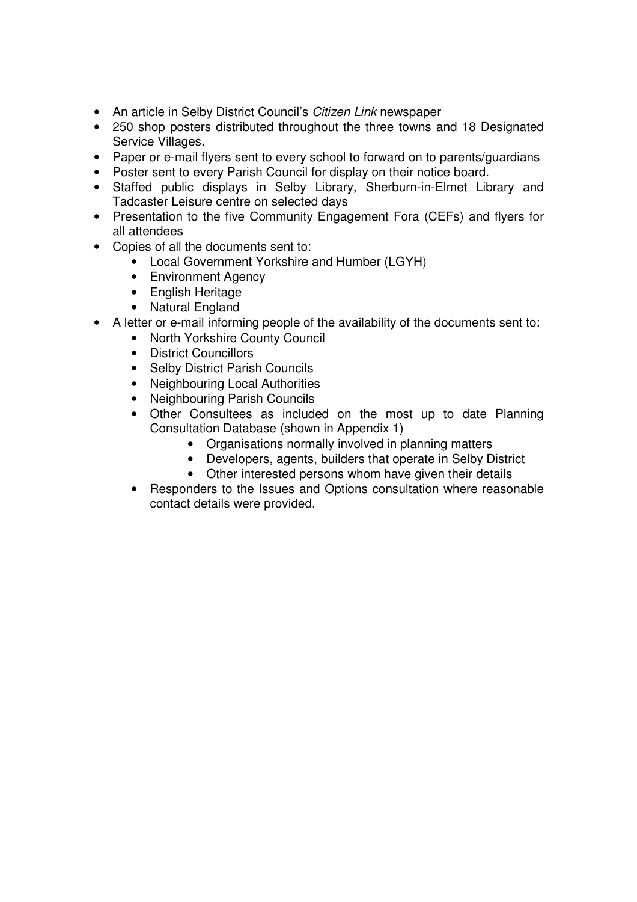- An article in Selby District Council's *Citizen Link* newspaper
- 250 shop posters distributed throughout the three towns and 18 Designated Service Villages.
- Paper or e-mail flyers sent to every school to forward on to parents/guardians
- Poster sent to every Parish Council for display on their notice board.
- Staffed public displays in Selby Library, Sherburn-in-Elmet Library and Tadcaster Leisure centre on selected days
- Presentation to the five Community Engagement Fora (CEFs) and flyers for all attendees
- Copies of all the documents sent to:
    - Local Government Yorkshire and Humber (LGYH)
    - Environment Agency
    - English Heritage
    - Natural England
- A letter or e-mail informing people of the availability of the documents sent to:
    - North Yorkshire County Council
    - District Councillors
    - Selby District Parish Councils
    - Neighbouring Local Authorities
    - Neighbouring Parish Councils
    - Other Consultees as included on the most up to date Planning Consultation Database (shown in Appendix 1)
        - Organisations normally involved in planning matters
        - Developers, agents, builders that operate in Selby District
        - Other interested persons whom have given their details
    - Responders to the Issues and Options consultation where reasonable contact details were provided.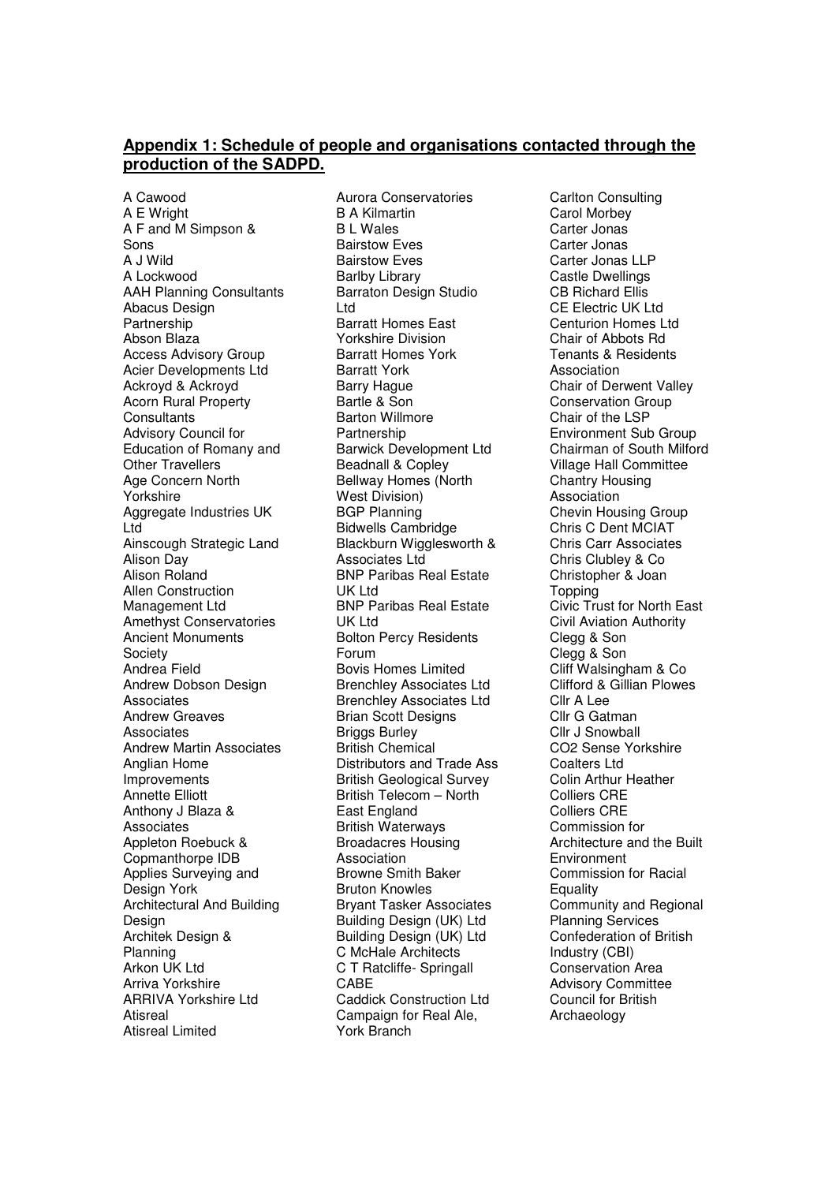## Appendix 1: Schedule of people and organisations contacted through the production of the SADPD.

A Cawood
A E Wright
A F and M Simpson & Sons
A J Wild
A Lockwood
AAH Planning Consultants
Abacus Design Partnership
Abson Blaza
Access Advisory Group
Acier Developments Ltd
Ackroyd & Ackroyd
Acorn Rural Property Consultants
Advisory Council for Education of Romany and Other Travellers
Age Concern North Yorkshire
Aggregate Industries UK Ltd
Ainscough Strategic Land
Alison Day
Alison Roland
Allen Construction Management Ltd
Amethyst Conservatories
Ancient Monuments Society
Andrea Field
Andrew Dobson Design Associates
Andrew Greaves Associates
Andrew Martin Associates
Anglian Home Improvements
Annette Elliott
Anthony J Blaza & Associates
Appleton Roebuck & Copmanthorpe IDB
Applies Surveying and Design York
Architectural And Building Design
Architek Design & Planning
Arkon UK Ltd
Arriva Yorkshire
ARRIVA Yorkshire Ltd
Atisreal
Atisreal Limited
Aurora Conservatories
B A Kilmartin
B L Wales
Bairstow Eves
Bairstow Eves
Barlby Library
Barraton Design Studio Ltd
Barratt Homes East Yorkshire Division
Barratt Homes York
Barratt York
Barry Hague
Bartle & Son
Barton Willmore Partnership
Barwick Development Ltd
Beadnall & Copley
Bellway Homes (North West Division)
BGP Planning
Bidwells Cambridge
Blackburn Wigglesworth & Associates Ltd
BNP Paribas Real Estate UK Ltd
BNP Paribas Real Estate UK Ltd
Bolton Percy Residents Forum
Bovis Homes Limited
Brenchley Associates Ltd
Brenchley Associates Ltd
Brian Scott Designs
Briggs Burley
British Chemical Distributors and Trade Ass
British Geological Survey
British Telecom – North East England
British Waterways
Broadacres Housing Association
Browne Smith Baker
Bruton Knowles
Bryant Tasker Associates
Building Design (UK) Ltd
Building Design (UK) Ltd
C McHale Architects
C T Ratcliffe- Springall
CABE
Caddick Construction Ltd
Campaign for Real Ale, York Branch
Carlton Consulting
Carol Morbey
Carter Jonas
Carter Jonas
Carter Jonas LLP
Castle Dwellings
CB Richard Ellis
CE Electric UK Ltd
Centurion Homes Ltd
Chair of Abbots Rd Tenants & Residents Association
Chair of Derwent Valley Conservation Group
Chair of the LSP Environment Sub Group
Chairman of South Milford Village Hall Committee
Chantry Housing Association
Chevin Housing Group
Chris C Dent MCIAT
Chris Carr Associates
Chris Clubley & Co
Christopher & Joan Topping
Civic Trust for North East
Civil Aviation Authority
Clegg & Son
Clegg & Son
Cliff Walsingham & Co
Clifford & Gillian Plowes
Cllr A Lee
Cllr G Gatman
Cllr J Snowball
CO2 Sense Yorkshire
Coalters Ltd
Colin Arthur Heather
Colliers CRE
Colliers CRE
Commission for Architecture and the Built Environment
Commission for Racial Equality
Community and Regional Planning Services
Confederation of British Industry (CBI)
Conservation Area Advisory Committee
Council for British Archaeology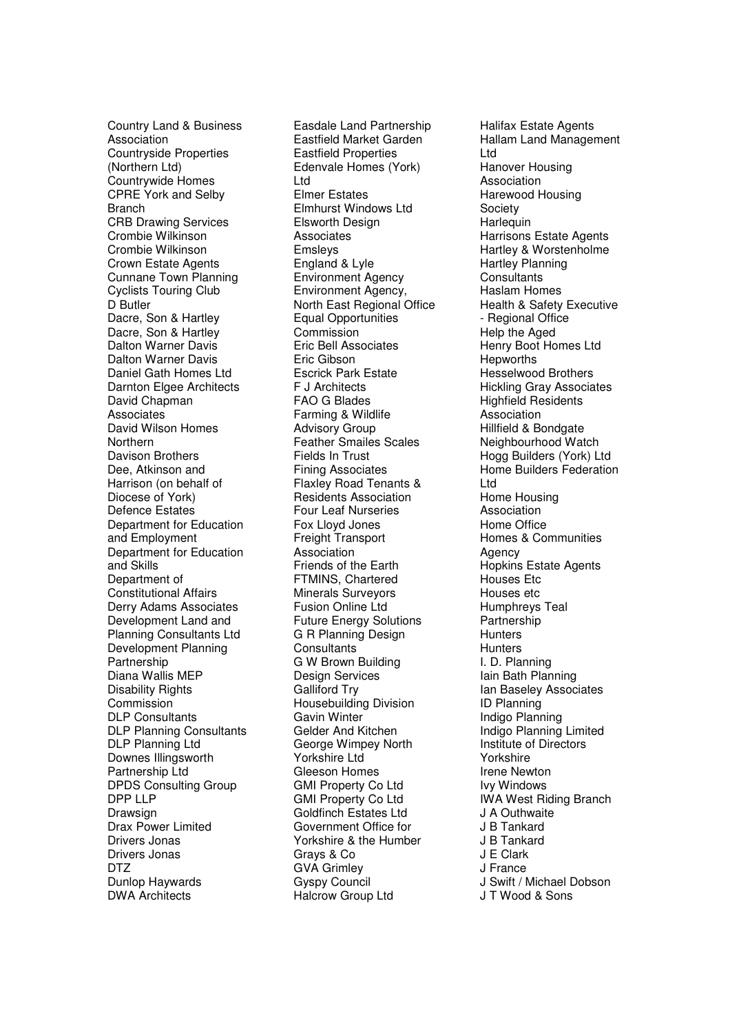Country Land & Business Association
Countryside Properties (Northern Ltd)
Countrywide Homes
CPRE York and Selby Branch
CRB Drawing Services
Crombie Wilkinson
Crombie Wilkinson
Crown Estate Agents
Cunnane Town Planning
Cyclists Touring Club
D Butler
Dacre, Son & Hartley
Dacre, Son & Hartley
Dalton Warner Davis
Dalton Warner Davis
Daniel Gath Homes Ltd
Darnton Elgee Architects
David Chapman Associates
David Wilson Homes Northern
Davison Brothers
Dee, Atkinson and Harrison (on behalf of Diocese of York)
Defence Estates
Department for Education and Employment
Department for Education and Skills
Department of Constitutional Affairs
Derry Adams Associates
Development Land and Planning Consultants Ltd
Development Planning Partnership
Diana Wallis MEP
Disability Rights Commission
DLP Consultants
DLP Planning Consultants
DLP Planning Ltd
Downes Illingsworth Partnership Ltd
DPDS Consulting Group
DPP LLP
Drawsign
Drax Power Limited
Drivers Jonas
Drivers Jonas
DTZ
Dunlop Haywards
DWA Architects
Easdale Land Partnership
Eastfield Market Garden
Eastfield Properties
Edenvale Homes (York) Ltd
Elmer Estates
Elmhurst Windows Ltd
Elsworth Design Associates
Emsleys
England & Lyle
Environment Agency
Environment Agency, North East Regional Office
Equal Opportunities Commission
Eric Bell Associates
Eric Gibson
Escrick Park Estate
F J Architects
FAO G Blades
Farming & Wildlife Advisory Group
Feather Smailes Scales
Fields In Trust
Fining Associates
Flaxley Road Tenants & Residents Association
Four Leaf Nurseries
Fox Lloyd Jones
Freight Transport Association
Friends of the Earth
FTMINS, Chartered Minerals Surveyors
Fusion Online Ltd
Future Energy Solutions
G R Planning Design Consultants
G W Brown Building Design Services
Galliford Try Housebuilding Division
Gavin Winter
Gelder And Kitchen
George Wimpey North Yorkshire Ltd
Gleeson Homes
GMI Property Co Ltd
GMI Property Co Ltd
Goldfinch Estates Ltd
Government Office for Yorkshire & the Humber
Grays & Co
GVA Grimley
Gyspy Council
Halcrow Group Ltd
Halifax Estate Agents
Hallam Land Management Ltd
Hanover Housing Association
Harewood Housing Society
Harlequin
Harrisons Estate Agents
Hartley & Worstenholme
Hartley Planning Consultants
Haslam Homes
Health & Safety Executive - Regional Office
Help the Aged
Henry Boot Homes Ltd
Hepworths
Hesselwood Brothers
Hickling Gray Associates
Highfield Residents Association
Hillfield & Bondgate Neighbourhood Watch
Hogg Builders (York) Ltd
Home Builders Federation Ltd
Home Housing Association
Home Office
Homes & Communities Agency
Hopkins Estate Agents
Houses Etc
Houses etc
Humphreys Teal Partnership
Hunters
Hunters
I. D. Planning
Iain Bath Planning
Ian Baseley Associates
ID Planning
Indigo Planning
Indigo Planning Limited
Institute of Directors Yorkshire
Irene Newton
Ivy Windows
IWA West Riding Branch
J A Outhwaite
J B Tankard
J B Tankard
J E Clark
J France
J Swift / Michael Dobson
J T Wood & Sons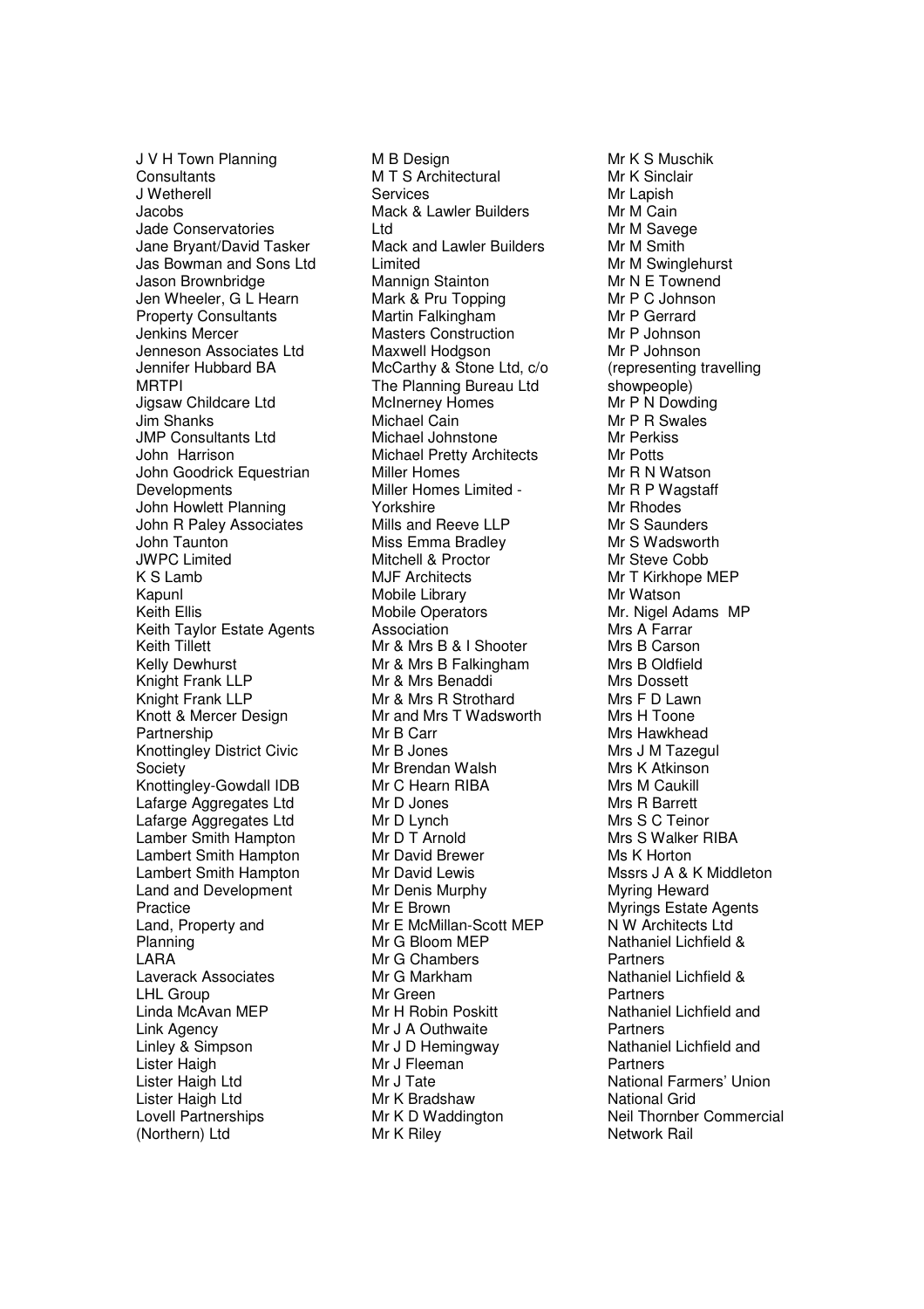J V H Town Planning Consultants
J Wetherell
Jacobs
Jade Conservatories
Jane Bryant/David Tasker
Jas Bowman and Sons Ltd
Jason Brownbridge
Jen Wheeler, G L Hearn Property Consultants
Jenkins Mercer
Jenneson Associates Ltd
Jennifer Hubbard BA MRTPI
Jigsaw Childcare Ltd
Jim Shanks
JMP Consultants Ltd
John Harrison
John Goodrick Equestrian Developments
John Howlett Planning
John R Paley Associates
John Taunton
JWPC Limited
K S Lamb
Kapunl
Keith Ellis
Keith Taylor Estate Agents
Keith Tillett
Kelly Dewhurst
Knight Frank LLP
Knight Frank LLP
Knott & Mercer Design Partnership
Knottingley District Civic Society
Knottingley-Gowdall IDB
Lafarge Aggregates Ltd
Lafarge Aggregates Ltd
Lamber Smith Hampton
Lambert Smith Hampton
Lambert Smith Hampton
Land and Development Practice
Land, Property and Planning
LARA
Laverack Associates
LHL Group
Linda McAvan MEP
Link Agency
Linley & Simpson
Lister Haigh
Lister Haigh Ltd
Lister Haigh Ltd
Lovell Partnerships (Northern) Ltd
M B Design
M T S Architectural Services
Mack & Lawler Builders Ltd
Mack and Lawler Builders Limited
Mannign Stainton
Mark & Pru Topping
Martin Falkingham
Masters Construction
Maxwell Hodgson
McCarthy & Stone Ltd, c/o The Planning Bureau Ltd
McInerney Homes
Michael Cain
Michael Johnstone
Michael Pretty Architects
Miller Homes
Miller Homes Limited - Yorkshire
Mills and Reeve LLP
Miss Emma Bradley
Mitchell & Proctor
MJF Architects
Mobile Library
Mobile Operators Association
Mr & Mrs B & I Shooter
Mr & Mrs B Falkingham
Mr & Mrs Benaddi
Mr & Mrs R Strothard
Mr and Mrs T Wadsworth
Mr B Carr
Mr B Jones
Mr Brendan Walsh
Mr C Hearn RIBA
Mr D Jones
Mr D Lynch
Mr D T Arnold
Mr David Brewer
Mr David Lewis
Mr Denis Murphy
Mr E Brown
Mr E McMillan-Scott MEP
Mr G Bloom MEP
Mr G Chambers
Mr G Markham
Mr Green
Mr H Robin Poskitt
Mr J A Outhwaite
Mr J D Hemingway
Mr J Fleeman
Mr J Tate
Mr K Bradshaw
Mr K D Waddington
Mr K Riley
Mr K S Muschik
Mr K Sinclair
Mr Lapish
Mr M Cain
Mr M Savege
Mr M Smith
Mr M Swinglehurst
Mr N E Townend
Mr P C Johnson
Mr P Gerrard
Mr P Johnson
Mr P Johnson (representing travelling showpeople)
Mr P N Dowding
Mr P R Swales
Mr Perkiss
Mr Potts
Mr R N Watson
Mr R P Wagstaff
Mr Rhodes
Mr S Saunders
Mr S Wadsworth
Mr Steve Cobb
Mr T Kirkhope MEP
Mr Watson
Mr. Nigel Adams MP
Mrs A Farrar
Mrs B Carson
Mrs B Oldfield
Mrs Dossett
Mrs F D Lawn
Mrs H Toone
Mrs Hawkhead
Mrs J M Tazegul
Mrs K Atkinson
Mrs M Caukill
Mrs R Barrett
Mrs S C Teinor
Mrs S Walker RIBA
Ms K Horton
Mssrs J A & K Middleton
Myring Heward
Myrings Estate Agents
N W Architects Ltd
Nathaniel Lichfield & Partners
Nathaniel Lichfield & Partners
Nathaniel Lichfield and Partners
Nathaniel Lichfield and Partners
National Farmers' Union
National Grid
Neil Thornber Commercial
Network Rail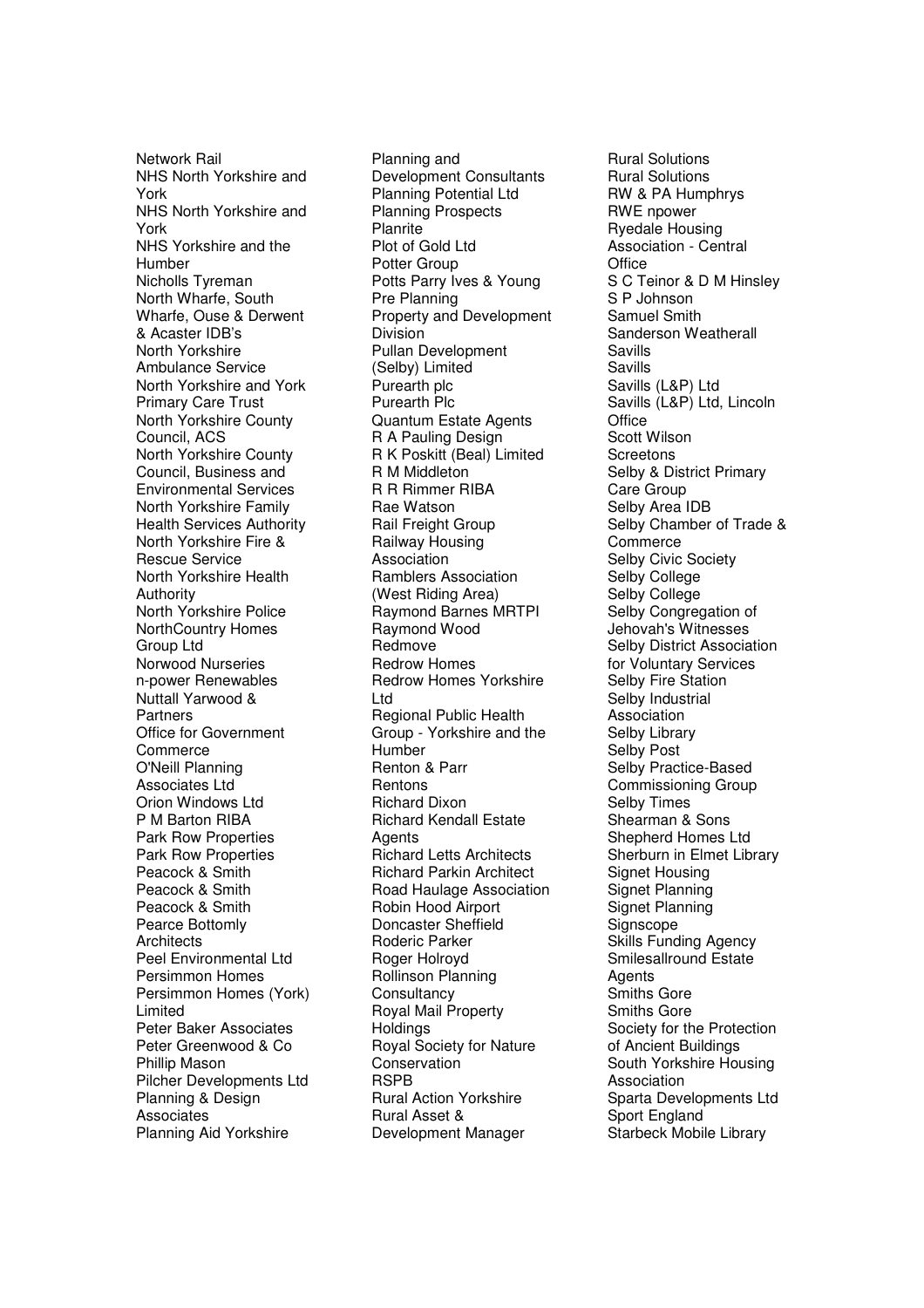Network Rail
NHS North Yorkshire and York
NHS North Yorkshire and York
NHS Yorkshire and the Humber
Nicholls Tyreman
North Wharfe, South Wharfe, Ouse & Derwent & Acaster IDB's
North Yorkshire Ambulance Service
North Yorkshire and York Primary Care Trust
North Yorkshire County Council, ACS
North Yorkshire County Council, Business and Environmental Services
North Yorkshire Family Health Services Authority
North Yorkshire Fire & Rescue Service
North Yorkshire Health Authority
North Yorkshire Police
NorthCountry Homes Group Ltd
Norwood Nurseries
n-power Renewables
Nuttall Yarwood & Partners
Office for Government Commerce
O'Neill Planning Associates Ltd
Orion Windows Ltd
P M Barton RIBA
Park Row Properties
Park Row Properties
Peacock & Smith
Peacock & Smith
Peacock & Smith
Pearce Bottomly Architects
Peel Environmental Ltd
Persimmon Homes
Persimmon Homes (York) Limited
Peter Baker Associates
Peter Greenwood & Co
Phillip Mason
Pilcher Developments Ltd
Planning & Design Associates
Planning Aid Yorkshire
Planning and Development Consultants
Planning Potential Ltd
Planning Prospects
Planrite
Plot of Gold Ltd
Potter Group
Potts Parry Ives & Young
Pre Planning
Property and Development Division
Pullan Development (Selby) Limited
Purearth plc
Purearth Plc
Quantum Estate Agents
R A Pauling Design
R K Poskitt (Beal) Limited
R M Middleton
R R Rimmer RIBA
Rae Watson
Rail Freight Group
Railway Housing Association
Ramblers Association (West Riding Area)
Raymond Barnes MRTPI
Raymond Wood
Redmove
Redrow Homes
Redrow Homes Yorkshire Ltd
Regional Public Health Group - Yorkshire and the Humber
Renton & Parr
Rentons
Richard Dixon
Richard Kendall Estate Agents
Richard Letts Architects
Richard Parkin Architect
Road Haulage Association
Robin Hood Airport Doncaster Sheffield
Roderic Parker
Roger Holroyd
Rollinson Planning Consultancy
Royal Mail Property Holdings
Royal Society for Nature Conservation
RSPB
Rural Action Yorkshire
Rural Asset & Development Manager
Rural Solutions
Rural Solutions
RW & PA Humphrys
RWE npower
Ryedale Housing Association - Central Office
S C Teinor & D M Hinsley
S P Johnson
Samuel Smith
Sanderson Weatherall
Savills
Savills
Savills (L&P) Ltd
Savills (L&P) Ltd, Lincoln Office
Scott Wilson
Screetons
Selby & District Primary Care Group
Selby Area IDB
Selby Chamber of Trade & Commerce
Selby Civic Society
Selby College
Selby College
Selby Congregation of Jehovah's Witnesses
Selby District Association for Voluntary Services
Selby Fire Station
Selby Industrial Association
Selby Library
Selby Post
Selby Practice-Based Commissioning Group
Selby Times
Shearman & Sons
Shepherd Homes Ltd
Sherburn in Elmet Library
Signet Housing
Signet Planning
Signet Planning
Signscope
Skills Funding Agency
Smilesallround Estate Agents
Smiths Gore
Smiths Gore
Society for the Protection of Ancient Buildings
South Yorkshire Housing Association
Sparta Developments Ltd
Sport England
Starbeck Mobile Library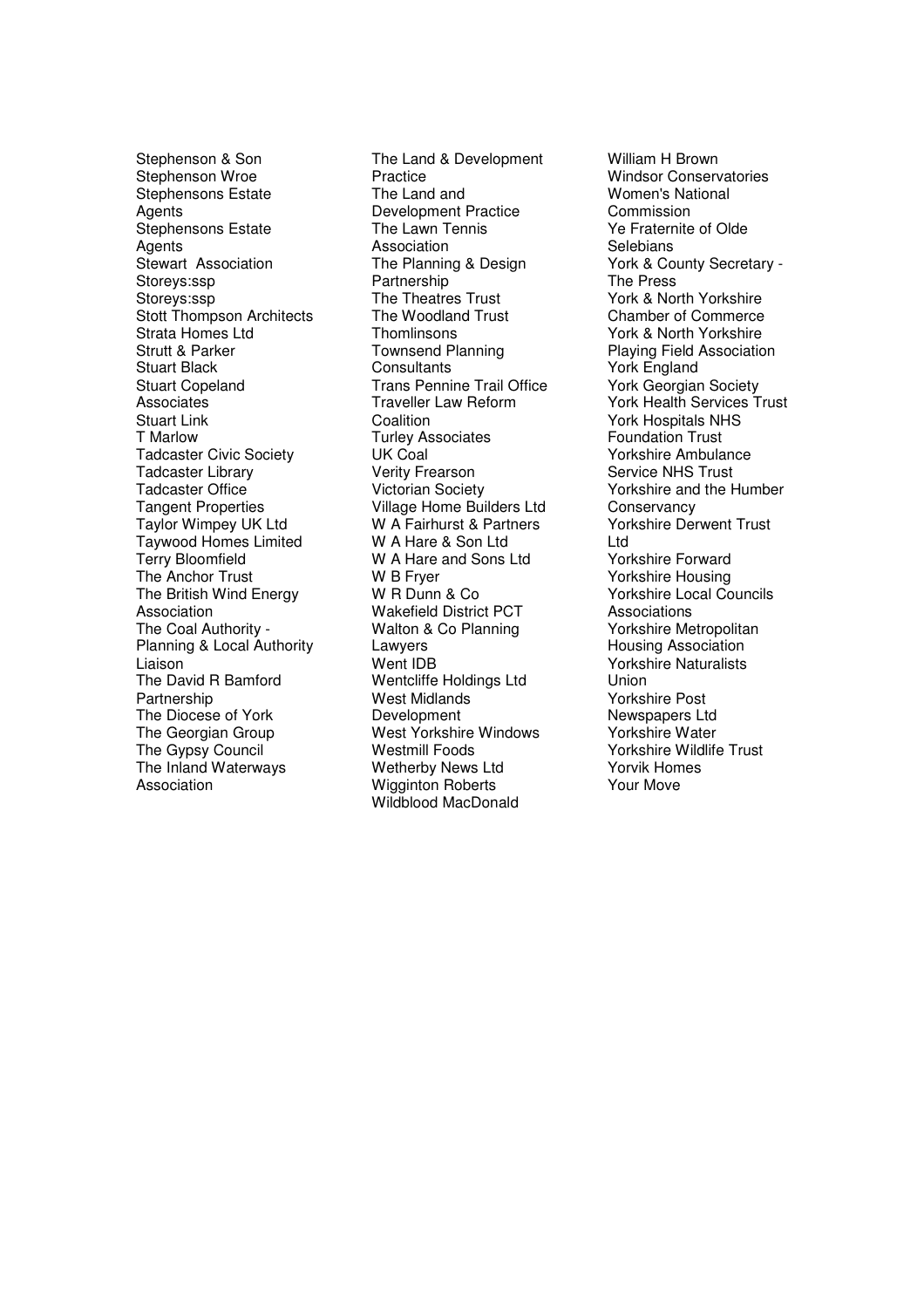Stephenson & Son
Stephenson Wroe
Stephensons Estate Agents
Stephensons Estate Agents
Stewart Association
Storeys:ssp
Storeys:ssp
Stott Thompson Architects
Strata Homes Ltd
Strutt & Parker
Stuart Black
Stuart Copeland Associates
Stuart Link
T Marlow
Tadcaster Civic Society
Tadcaster Library
Tadcaster Office
Tangent Properties
Taylor Wimpey UK Ltd
Taywood Homes Limited
Terry Bloomfield
The Anchor Trust
The British Wind Energy Association
The Coal Authority - Planning & Local Authority Liaison
The David R Bamford Partnership
The Diocese of York
The Georgian Group
The Gypsy Council
The Inland Waterways Association

The Land & Development Practice
The Land and Development Practice
The Lawn Tennis Association
The Planning & Design Partnership
The Theatres Trust
The Woodland Trust
Thomlinsons
Townsend Planning Consultants
Trans Pennine Trail Office
Traveller Law Reform Coalition
Turley Associates
UK Coal
Verity Frearson
Victorian Society
Village Home Builders Ltd
W A Fairhurst & Partners
W A Hare & Son Ltd
W A Hare and Sons Ltd
W B Fryer
W R Dunn & Co
Wakefield District PCT
Walton & Co Planning Lawyers
Went IDB
Wentcliffe Holdings Ltd
West Midlands Development
West Yorkshire Windows
Westmill Foods
Wetherby News Ltd
Wigginton Roberts
Wildblood MacDonald

William H Brown
Windsor Conservatories
Women's National Commission
Ye Fraternite of Olde Selebians
York & County Secretary - The Press
York & North Yorkshire Chamber of Commerce
York & North Yorkshire Playing Field Association
York England
York Georgian Society
York Health Services Trust
York Hospitals NHS Foundation Trust
Yorkshire Ambulance Service NHS Trust
Yorkshire and the Humber Conservancy
Yorkshire Derwent Trust Ltd
Yorkshire Forward
Yorkshire Housing
Yorkshire Local Councils Associations
Yorkshire Metropolitan Housing Association
Yorkshire Naturalists Union
Yorkshire Post Newspapers Ltd
Yorkshire Water
Yorkshire Wildlife Trust
Yorvik Homes
Your Move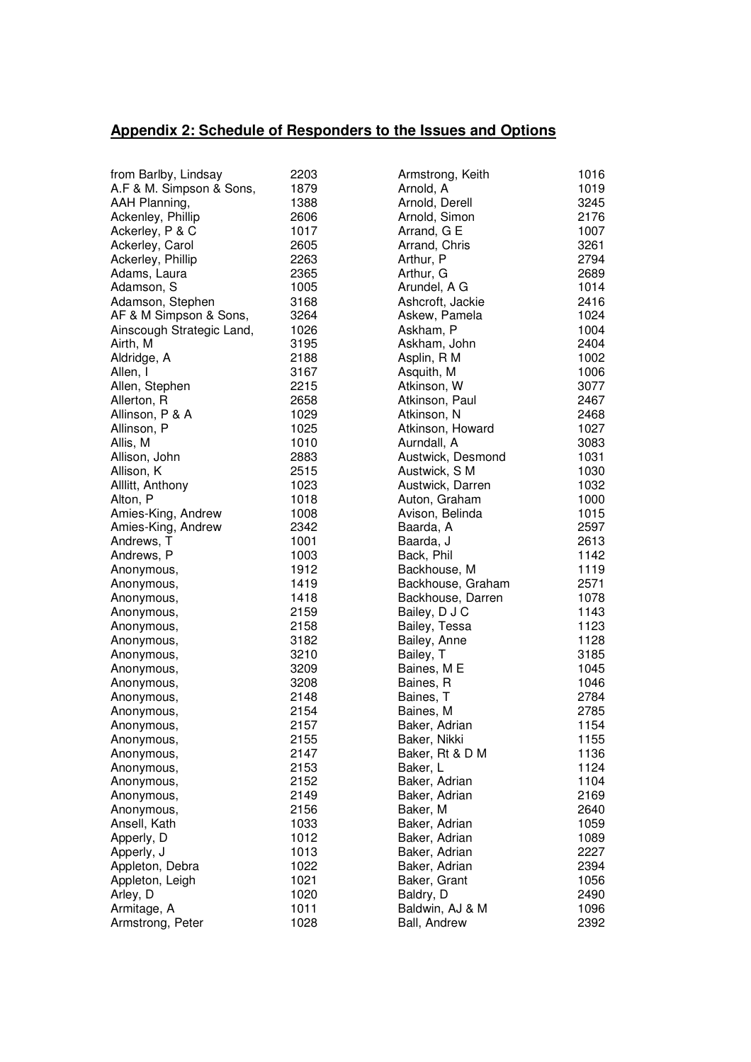## Appendix 2: Schedule of Responders to the Issues and Options

| Name | ID |
|---|---|
| from Barlby, Lindsay | 2203 |
| A.F & M. Simpson & Sons, | 1879 |
| AAH Planning, | 1388 |
| Ackenley, Phillip | 2606 |
| Ackerley, P & C | 1017 |
| Ackerley, Carol | 2605 |
| Ackerley, Phillip | 2263 |
| Adams, Laura | 2365 |
| Adamson, S | 1005 |
| Adamson, Stephen | 3168 |
| AF & M Simpson & Sons, | 3264 |
| Ainscough Strategic Land, | 1026 |
| Airth, M | 3195 |
| Aldridge, A | 2188 |
| Allen, I | 3167 |
| Allen, Stephen | 2215 |
| Allerton, R | 2658 |
| Allinson, P & A | 1029 |
| Allinson, P | 1025 |
| Allis, M | 1010 |
| Allison, John | 2883 |
| Allison, K | 2515 |
| Alllitt, Anthony | 1023 |
| Alton, P | 1018 |
| Amies-King, Andrew | 1008 |
| Amies-King, Andrew | 2342 |
| Andrews, T | 1001 |
| Andrews, P | 1003 |
| Anonymous, | 1912 |
| Anonymous, | 1419 |
| Anonymous, | 1418 |
| Anonymous, | 2159 |
| Anonymous, | 2158 |
| Anonymous, | 3182 |
| Anonymous, | 3210 |
| Anonymous, | 3209 |
| Anonymous, | 3208 |
| Anonymous, | 2148 |
| Anonymous, | 2154 |
| Anonymous, | 2157 |
| Anonymous, | 2155 |
| Anonymous, | 2147 |
| Anonymous, | 2153 |
| Anonymous, | 2152 |
| Anonymous, | 2149 |
| Anonymous, | 2156 |
| Ansell, Kath | 1033 |
| Apperly, D | 1012 |
| Apperly, J | 1013 |
| Appleton, Debra | 1022 |
| Appleton, Leigh | 1021 |
| Arley, D | 1020 |
| Armitage, A | 1011 |
| Armstrong, Peter | 1028 |
| Armstrong, Keith | 1016 |
| Arnold, A | 1019 |
| Arnold, Derell | 3245 |
| Arnold, Simon | 2176 |
| Arrand, G E | 1007 |
| Arrand, Chris | 3261 |
| Arthur, P | 2794 |
| Arthur, G | 2689 |
| Arundel, A G | 1014 |
| Ashcroft, Jackie | 2416 |
| Askew, Pamela | 1024 |
| Askham, P | 1004 |
| Askham, John | 2404 |
| Asplin, R M | 1002 |
| Asquith, M | 1006 |
| Atkinson, W | 3077 |
| Atkinson, Paul | 2467 |
| Atkinson, N | 2468 |
| Atkinson, Howard | 1027 |
| Aurndall, A | 3083 |
| Austwick, Desmond | 1031 |
| Austwick, S M | 1030 |
| Austwick, Darren | 1032 |
| Auton, Graham | 1000 |
| Avison, Belinda | 1015 |
| Baarda, A | 2597 |
| Baarda, J | 2613 |
| Back, Phil | 1142 |
| Backhouse, M | 1119 |
| Backhouse, Graham | 2571 |
| Backhouse, Darren | 1078 |
| Bailey, D J C | 1143 |
| Bailey, Tessa | 1123 |
| Bailey, Anne | 1128 |
| Bailey, T | 3185 |
| Baines, M E | 1045 |
| Baines, R | 1046 |
| Baines, T | 2784 |
| Baines, M | 2785 |
| Baker, Adrian | 1154 |
| Baker, Nikki | 1155 |
| Baker, Rt & D M | 1136 |
| Baker, L | 1124 |
| Baker, Adrian | 1104 |
| Baker, Adrian | 2169 |
| Baker, M | 2640 |
| Baker, Adrian | 1059 |
| Baker, Adrian | 1089 |
| Baker, Adrian | 2227 |
| Baker, Adrian | 2394 |
| Baker, Grant | 1056 |
| Baldry, D | 2490 |
| Baldwin, AJ & M | 1096 |
| Ball, Andrew | 2392 |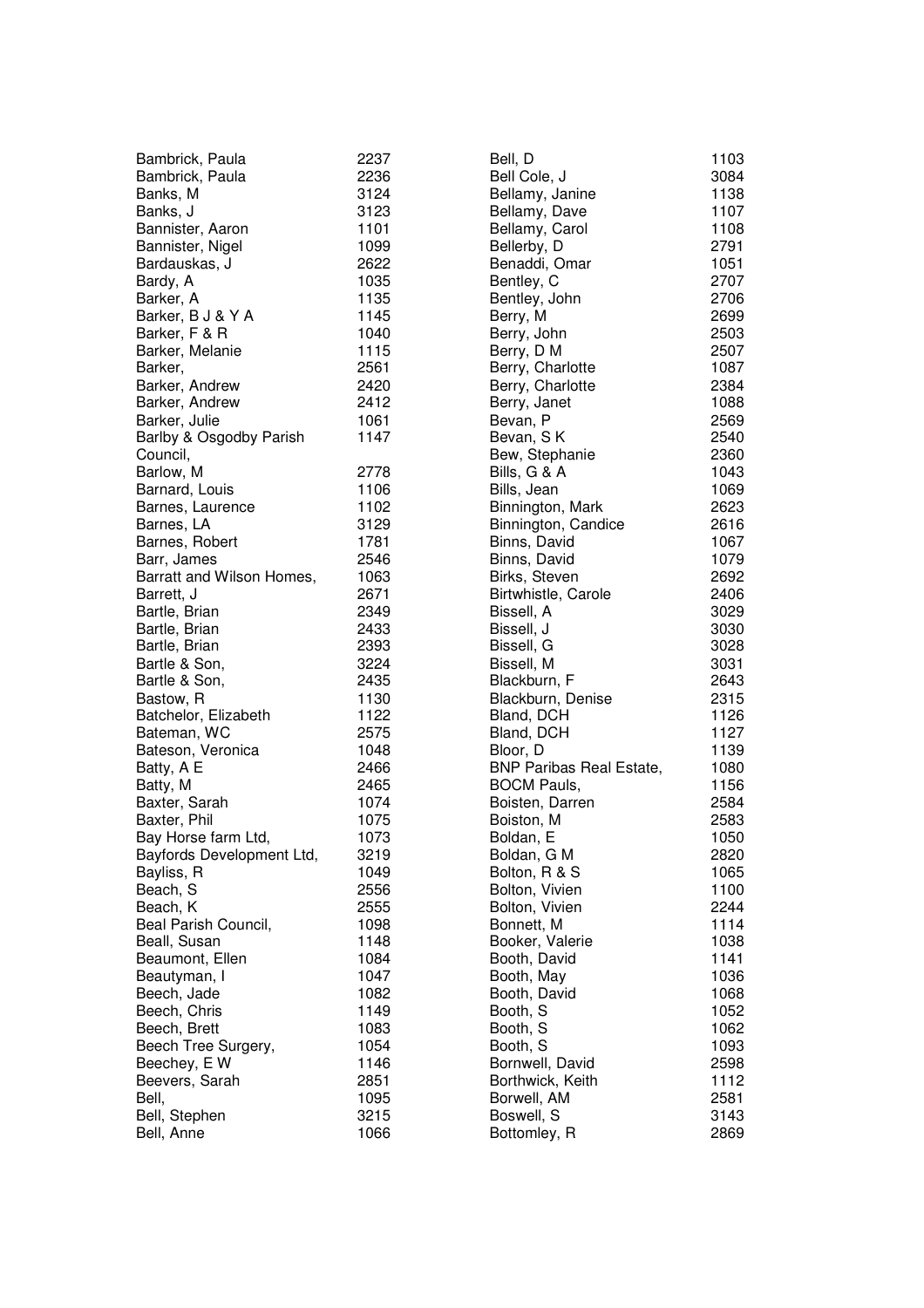| Name | No. |
|---|---|
| Bambrick, Paula | 2237 |
| Bambrick, Paula | 2236 |
| Banks, M | 3124 |
| Banks, J | 3123 |
| Bannister, Aaron | 1101 |
| Bannister, Nigel | 1099 |
| Bardauskas, J | 2622 |
| Bardy, A | 1035 |
| Barker, A | 1135 |
| Barker, B J & Y A | 1145 |
| Barker, F & R | 1040 |
| Barker, Melanie | 1115 |
| Barker, | 2561 |
| Barker, Andrew | 2420 |
| Barker, Andrew | 2412 |
| Barker, Julie | 1061 |
| Barlby & Osgodby Parish Council, | 1147 |
| Barlow, M | 2778 |
| Barnard, Louis | 1106 |
| Barnes, Laurence | 1102 |
| Barnes, LA | 3129 |
| Barnes, Robert | 1781 |
| Barr, James | 2546 |
| Barratt and Wilson Homes, | 1063 |
| Barrett, J | 2671 |
| Bartle, Brian | 2349 |
| Bartle, Brian | 2433 |
| Bartle, Brian | 2393 |
| Bartle & Son, | 3224 |
| Bartle & Son, | 2435 |
| Bastow, R | 1130 |
| Batchelor, Elizabeth | 1122 |
| Bateman, WC | 2575 |
| Bateson, Veronica | 1048 |
| Batty, A E | 2466 |
| Batty, M | 2465 |
| Baxter, Sarah | 1074 |
| Baxter, Phil | 1075 |
| Bay Horse farm Ltd, | 1073 |
| Bayfords Development Ltd, | 3219 |
| Bayliss, R | 1049 |
| Beach, S | 2556 |
| Beach, K | 2555 |
| Beal Parish Council, | 1098 |
| Beall, Susan | 1148 |
| Beaumont, Ellen | 1084 |
| Beautyman, I | 1047 |
| Beech, Jade | 1082 |
| Beech, Chris | 1149 |
| Beech, Brett | 1083 |
| Beech Tree Surgery, | 1054 |
| Beechey, E W | 1146 |
| Beevers, Sarah | 2851 |
| Bell, | 1095 |
| Bell, Stephen | 3215 |
| Bell, Anne | 1066 |
| Bell, D | 1103 |
| Bell Cole, J | 3084 |
| Bellamy, Janine | 1138 |
| Bellamy, Dave | 1107 |
| Bellamy, Carol | 1108 |
| Bellerby, D | 2791 |
| Benaddi, Omar | 1051 |
| Bentley, C | 2707 |
| Bentley, John | 2706 |
| Berry, M | 2699 |
| Berry, John | 2503 |
| Berry, D M | 2507 |
| Berry, Charlotte | 1087 |
| Berry, Charlotte | 2384 |
| Berry, Janet | 1088 |
| Bevan, P | 2569 |
| Bevan, S K | 2540 |
| Bew, Stephanie | 2360 |
| Bills, G & A | 1043 |
| Bills, Jean | 1069 |
| Binnington, Mark | 2623 |
| Binnington, Candice | 2616 |
| Binns, David | 1067 |
| Binns, David | 1079 |
| Birks, Steven | 2692 |
| Birtwhistle, Carole | 2406 |
| Bissell, A | 3029 |
| Bissell, J | 3030 |
| Bissell, G | 3028 |
| Bissell, M | 3031 |
| Blackburn, F | 2643 |
| Blackburn, Denise | 2315 |
| Bland, DCH | 1126 |
| Bland, DCH | 1127 |
| Bloor, D | 1139 |
| BNP Paribas Real Estate, | 1080 |
| BOCM Pauls, | 1156 |
| Boisten, Darren | 2584 |
| Boiston, M | 2583 |
| Boldan, E | 1050 |
| Boldan, G M | 2820 |
| Bolton, R & S | 1065 |
| Bolton, Vivien | 1100 |
| Bolton, Vivien | 2244 |
| Bonnett, M | 1114 |
| Booker, Valerie | 1038 |
| Booth, David | 1141 |
| Booth, May | 1036 |
| Booth, David | 1068 |
| Booth, S | 1052 |
| Booth, S | 1062 |
| Booth, S | 1093 |
| Bornwell, David | 2598 |
| Borthwick, Keith | 1112 |
| Borwell, AM | 2581 |
| Boswell, S | 3143 |
| Bottomley, R | 2869 |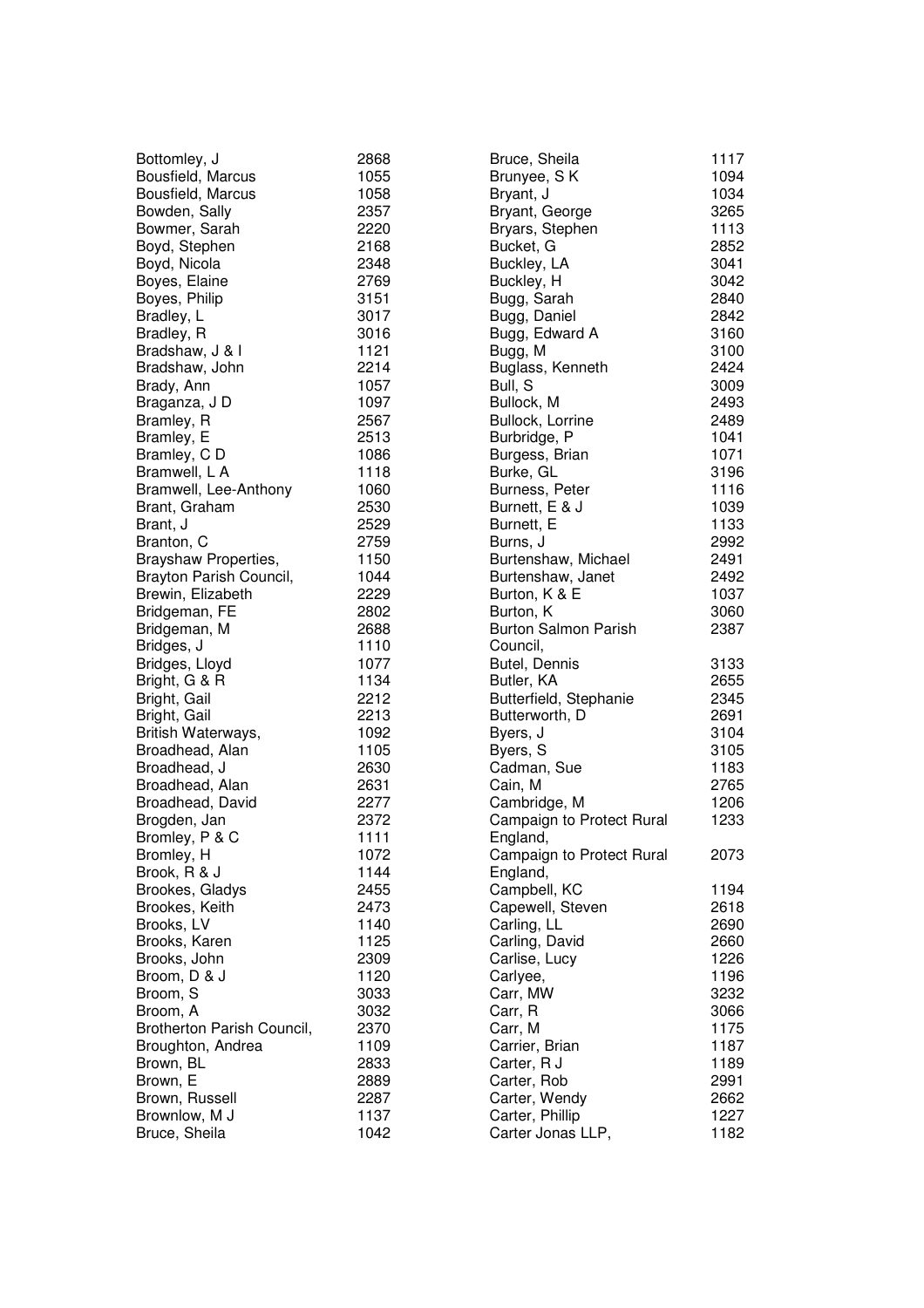| Name | Number |
|---|---|
| Bottomley, J | 2868 |
| Bousfield, Marcus | 1055 |
| Bousfield, Marcus | 1058 |
| Bowden, Sally | 2357 |
| Bowmer, Sarah | 2220 |
| Boyd, Stephen | 2168 |
| Boyd, Nicola | 2348 |
| Boyes, Elaine | 2769 |
| Boyes, Philip | 3151 |
| Bradley, L | 3017 |
| Bradley, R | 3016 |
| Bradshaw, J & I | 1121 |
| Bradshaw, John | 2214 |
| Brady, Ann | 1057 |
| Braganza, J D | 1097 |
| Bramley, R | 2567 |
| Bramley, E | 2513 |
| Bramley, C D | 1086 |
| Bramwell, L A | 1118 |
| Bramwell, Lee-Anthony | 1060 |
| Brant, Graham | 2530 |
| Brant, J | 2529 |
| Branton, C | 2759 |
| Brayshaw Properties, | 1150 |
| Brayton Parish Council, | 1044 |
| Brewin, Elizabeth | 2229 |
| Bridgeman, FE | 2802 |
| Bridgeman, M | 2688 |
| Bridges, J | 1110 |
| Bridges, Lloyd | 1077 |
| Bright, G & R | 1134 |
| Bright, Gail | 2212 |
| Bright, Gail | 2213 |
| British Waterways, | 1092 |
| Broadhead, Alan | 1105 |
| Broadhead, J | 2630 |
| Broadhead, Alan | 2631 |
| Broadhead, David | 2277 |
| Brogden, Jan | 2372 |
| Bromley, P & C | 1111 |
| Bromley, H | 1072 |
| Brook, R & J | 1144 |
| Brookes, Gladys | 2455 |
| Brookes, Keith | 2473 |
| Brooks, LV | 1140 |
| Brooks, Karen | 1125 |
| Brooks, John | 2309 |
| Broom, D & J | 1120 |
| Broom, S | 3033 |
| Broom, A | 3032 |
| Brotherton Parish Council, | 2370 |
| Broughton, Andrea | 1109 |
| Brown, BL | 2833 |
| Brown, E | 2889 |
| Brown, Russell | 2287 |
| Brownlow, M J | 1137 |
| Bruce, Sheila | 1042 |
| Bruce, Sheila | 1117 |
| Brunyee, S K | 1094 |
| Bryant, J | 1034 |
| Bryant, George | 3265 |
| Bryars, Stephen | 1113 |
| Bucket, G | 2852 |
| Buckley, LA | 3041 |
| Buckley, H | 3042 |
| Bugg, Sarah | 2840 |
| Bugg, Daniel | 2842 |
| Bugg, Edward A | 3160 |
| Bugg, M | 3100 |
| Buglass, Kenneth | 2424 |
| Bull, S | 3009 |
| Bullock, M | 2493 |
| Bullock, Lorrine | 2489 |
| Burbridge, P | 1041 |
| Burgess, Brian | 1071 |
| Burke, GL | 3196 |
| Burness, Peter | 1116 |
| Burnett, E & J | 1039 |
| Burnett, E | 1133 |
| Burns, J | 2992 |
| Burtenshaw, Michael | 2491 |
| Burtenshaw, Janet | 2492 |
| Burton, K & E | 1037 |
| Burton, K | 3060 |
| Burton Salmon Parish Council, | 2387 |
| Butel, Dennis | 3133 |
| Butler, KA | 2655 |
| Butterfield, Stephanie | 2345 |
| Butterworth, D | 2691 |
| Byers, J | 3104 |
| Byers, S | 3105 |
| Cadman, Sue | 1183 |
| Cain, M | 2765 |
| Cambridge, M | 1206 |
| Campaign to Protect Rural England, | 1233 |
| Campaign to Protect Rural England, | 2073 |
| Campbell, KC | 1194 |
| Capewell, Steven | 2618 |
| Carling, LL | 2690 |
| Carling, David | 2660 |
| Carlise, Lucy | 1226 |
| Carlyee, | 1196 |
| Carr, MW | 3232 |
| Carr, R | 3066 |
| Carr, M | 1175 |
| Carrier, Brian | 1187 |
| Carter, R J | 1189 |
| Carter, Rob | 2991 |
| Carter, Wendy | 2662 |
| Carter, Phillip | 1227 |
| Carter Jonas LLP, | 1182 |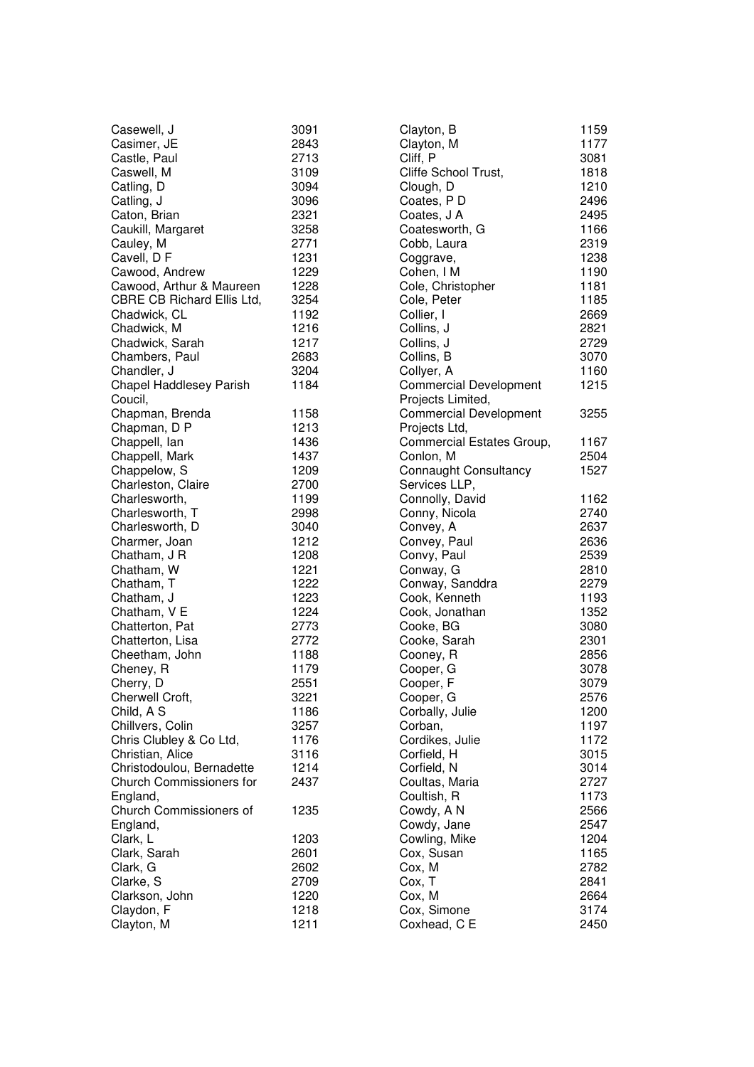| Name | Number |
|---|---|
| Casewell, J | 3091 |
| Casimer, JE | 2843 |
| Castle, Paul | 2713 |
| Caswell, M | 3109 |
| Catling, D | 3094 |
| Catling, J | 3096 |
| Caton, Brian | 2321 |
| Caukill, Margaret | 3258 |
| Cauley, M | 2771 |
| Cavell, D F | 1231 |
| Cawood, Andrew | 1229 |
| Cawood, Arthur & Maureen | 1228 |
| CBRE CB Richard Ellis Ltd, | 3254 |
| Chadwick, CL | 1192 |
| Chadwick, M | 1216 |
| Chadwick, Sarah | 1217 |
| Chambers, Paul | 2683 |
| Chandler, J | 3204 |
| Chapel Haddlesey Parish Coucil, | 1184 |
| Chapman, Brenda | 1158 |
| Chapman, D P | 1213 |
| Chappell, Ian | 1436 |
| Chappell, Mark | 1437 |
| Chappelow, S | 1209 |
| Charleston, Claire | 2700 |
| Charlesworth, | 1199 |
| Charlesworth, T | 2998 |
| Charlesworth, D | 3040 |
| Charmer, Joan | 1212 |
| Chatham, J R | 1208 |
| Chatham, W | 1221 |
| Chatham, T | 1222 |
| Chatham, J | 1223 |
| Chatham, V E | 1224 |
| Chatterton, Pat | 2773 |
| Chatterton, Lisa | 2772 |
| Cheetham, John | 1188 |
| Cheney, R | 1179 |
| Cherry, D | 2551 |
| Cherwell Croft, | 3221 |
| Child, A S | 1186 |
| Chillvers, Colin | 3257 |
| Chris Clubley & Co Ltd, | 1176 |
| Christian, Alice | 3116 |
| Christodoulou, Bernadette | 1214 |
| Church Commissioners for England, | 2437 |
| Church Commissioners of England, | 1235 |
| Clark, L | 1203 |
| Clark, Sarah | 2601 |
| Clark, G | 2602 |
| Clarke, S | 2709 |
| Clarkson, John | 1220 |
| Claydon, F | 1218 |
| Clayton, M | 1211 |
| Clayton, B | 1159 |
| Clayton, M | 1177 |
| Cliff, P | 3081 |
| Cliffe School Trust, | 1818 |
| Clough, D | 1210 |
| Coates, P D | 2496 |
| Coates, J A | 2495 |
| Coatesworth, G | 1166 |
| Cobb, Laura | 2319 |
| Coggrave, | 1238 |
| Cohen, I M | 1190 |
| Cole, Christopher | 1181 |
| Cole, Peter | 1185 |
| Collier, I | 2669 |
| Collins, J | 2821 |
| Collins, J | 2729 |
| Collins, B | 3070 |
| Collyer, A | 1160 |
| Commercial Development Projects Limited, | 1215 |
| Commercial Development Projects Ltd, | 3255 |
| Commercial Estates Group, | 1167 |
| Conlon, M | 2504 |
| Connaught Consultancy Services LLP, | 1527 |
| Connolly, David | 1162 |
| Conny, Nicola | 2740 |
| Convey, A | 2637 |
| Convey, Paul | 2636 |
| Convy, Paul | 2539 |
| Conway, G | 2810 |
| Conway, Sanddra | 2279 |
| Cook, Kenneth | 1193 |
| Cook, Jonathan | 1352 |
| Cooke, BG | 3080 |
| Cooke, Sarah | 2301 |
| Cooney, R | 2856 |
| Cooper, G | 3078 |
| Cooper, F | 3079 |
| Cooper, G | 2576 |
| Corbally, Julie | 1200 |
| Corban, | 1197 |
| Cordikes, Julie | 1172 |
| Corfield, H | 3015 |
| Corfield, N | 3014 |
| Coultas, Maria | 2727 |
| Coultish, R | 1173 |
| Cowdy, A N | 2566 |
| Cowdy, Jane | 2547 |
| Cowling, Mike | 1204 |
| Cox, Susan | 1165 |
| Cox, M | 2782 |
| Cox, T | 2841 |
| Cox, M | 2664 |
| Cox, Simone | 3174 |
| Coxhead, C E | 2450 |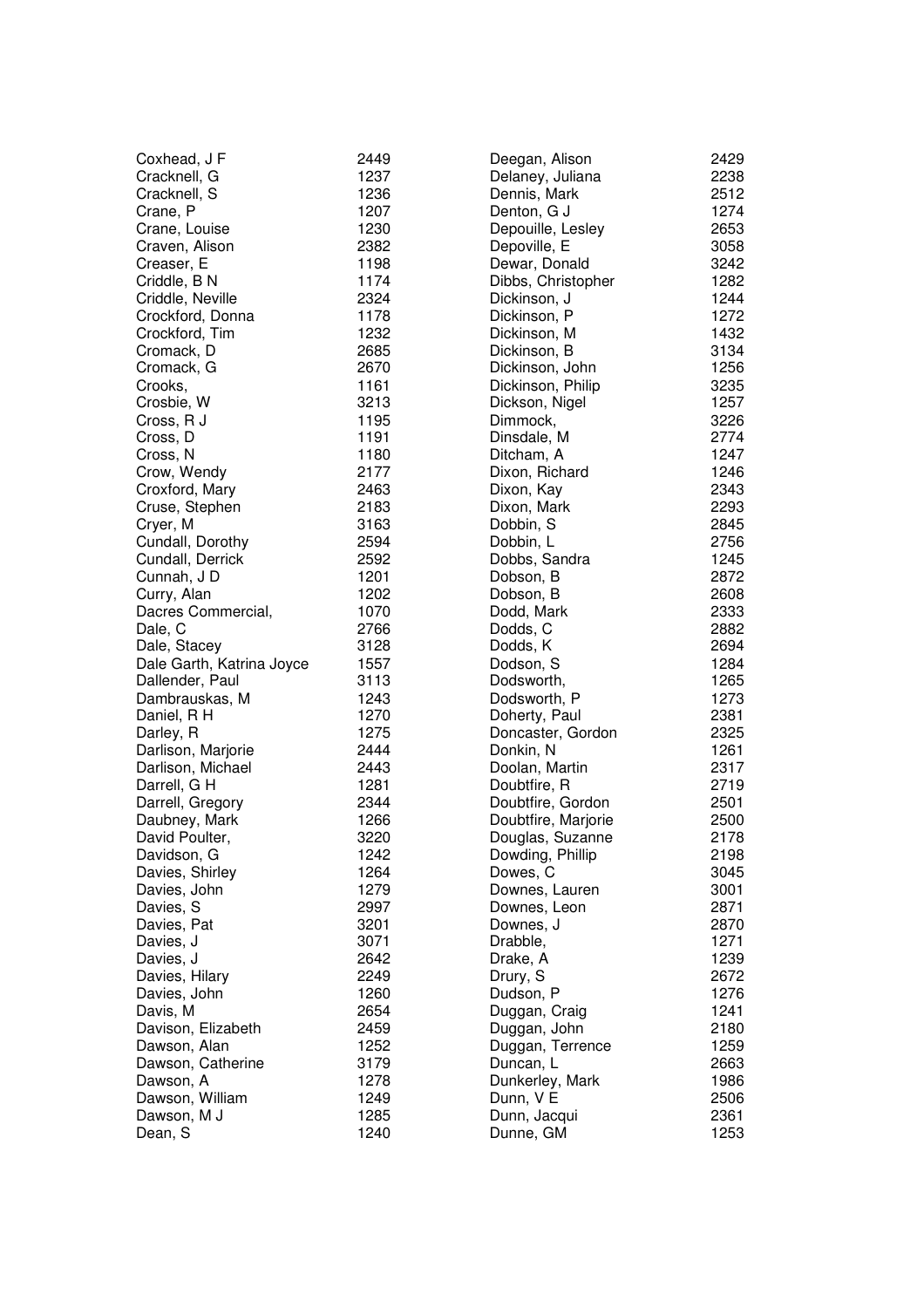| Name | Number |
|---|---|
| Coxhead, J F | 2449 |
| Cracknell, G | 1237 |
| Cracknell, S | 1236 |
| Crane, P | 1207 |
| Crane, Louise | 1230 |
| Craven, Alison | 2382 |
| Creaser, E | 1198 |
| Criddle, B N | 1174 |
| Criddle, Neville | 2324 |
| Crockford, Donna | 1178 |
| Crockford, Tim | 1232 |
| Cromack, D | 2685 |
| Cromack, G | 2670 |
| Crooks, | 1161 |
| Crosbie, W | 3213 |
| Cross, R J | 1195 |
| Cross, D | 1191 |
| Cross, N | 1180 |
| Crow, Wendy | 2177 |
| Croxford, Mary | 2463 |
| Cruse, Stephen | 2183 |
| Cryer, M | 3163 |
| Cundall, Dorothy | 2594 |
| Cundall, Derrick | 2592 |
| Cunnah, J D | 1201 |
| Curry, Alan | 1202 |
| Dacres Commercial, | 1070 |
| Dale, C | 2766 |
| Dale, Stacey | 3128 |
| Dale Garth, Katrina Joyce | 1557 |
| Dallender, Paul | 3113 |
| Dambrauskas, M | 1243 |
| Daniel, R H | 1270 |
| Darley, R | 1275 |
| Darlison, Marjorie | 2444 |
| Darlison, Michael | 2443 |
| Darrell, G H | 1281 |
| Darrell, Gregory | 2344 |
| Daubney, Mark | 1266 |
| David Poulter, | 3220 |
| Davidson, G | 1242 |
| Davies, Shirley | 1264 |
| Davies, John | 1279 |
| Davies, S | 2997 |
| Davies, Pat | 3201 |
| Davies, J | 3071 |
| Davies, J | 2642 |
| Davies, Hilary | 2249 |
| Davies, John | 1260 |
| Davis, M | 2654 |
| Davison, Elizabeth | 2459 |
| Dawson, Alan | 1252 |
| Dawson, Catherine | 3179 |
| Dawson, A | 1278 |
| Dawson, William | 1249 |
| Dawson, M J | 1285 |
| Dean, S | 1240 |
| Deegan, Alison | 2429 |
| Delaney, Juliana | 2238 |
| Dennis, Mark | 2512 |
| Denton, G J | 1274 |
| Depouille, Lesley | 2653 |
| Depoville, E | 3058 |
| Dewar, Donald | 3242 |
| Dibbs, Christopher | 1282 |
| Dickinson, J | 1244 |
| Dickinson, P | 1272 |
| Dickinson, M | 1432 |
| Dickinson, B | 3134 |
| Dickinson, John | 1256 |
| Dickinson, Philip | 3235 |
| Dickson, Nigel | 1257 |
| Dimmock, | 3226 |
| Dinsdale, M | 2774 |
| Ditcham, A | 1247 |
| Dixon, Richard | 1246 |
| Dixon, Kay | 2343 |
| Dixon, Mark | 2293 |
| Dobbin, S | 2845 |
| Dobbin, L | 2756 |
| Dobbs, Sandra | 1245 |
| Dobson, B | 2872 |
| Dobson, B | 2608 |
| Dodd, Mark | 2333 |
| Dodds, C | 2882 |
| Dodds, K | 2694 |
| Dodson, S | 1284 |
| Dodsworth, | 1265 |
| Dodsworth, P | 1273 |
| Doherty, Paul | 2381 |
| Doncaster, Gordon | 2325 |
| Donkin, N | 1261 |
| Doolan, Martin | 2317 |
| Doubtfire, R | 2719 |
| Doubtfire, Gordon | 2501 |
| Doubtfire, Marjorie | 2500 |
| Douglas, Suzanne | 2178 |
| Dowding, Phillip | 2198 |
| Dowes, C | 3045 |
| Downes, Lauren | 3001 |
| Downes, Leon | 2871 |
| Downes, J | 2870 |
| Drabble, | 1271 |
| Drake, A | 1239 |
| Drury, S | 2672 |
| Dudson, P | 1276 |
| Duggan, Craig | 1241 |
| Duggan, John | 2180 |
| Duggan, Terrence | 1259 |
| Duncan, L | 2663 |
| Dunkerley, Mark | 1986 |
| Dunn, V E | 2506 |
| Dunn, Jacqui | 2361 |
| Dunne, GM | 1253 |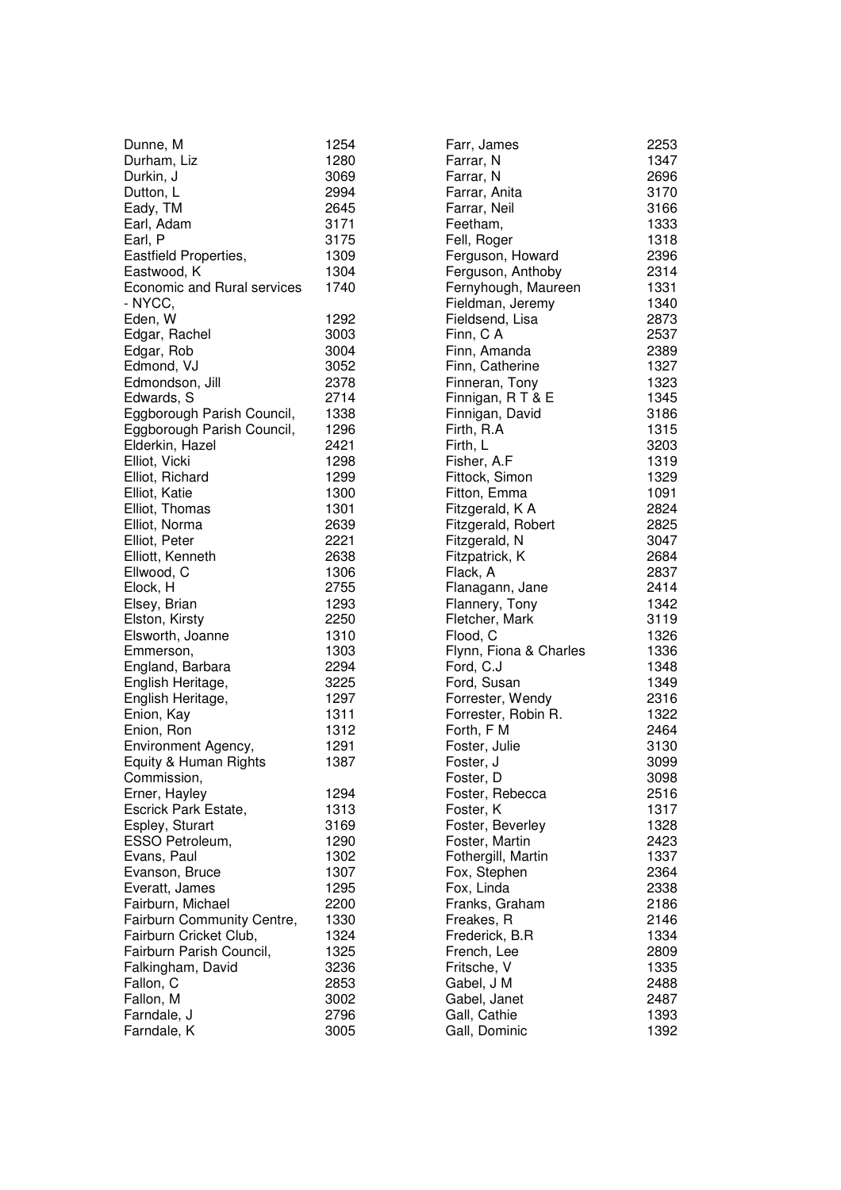| Name | Number |
|---|---|
| Dunne, M | 1254 |
| Durham, Liz | 1280 |
| Durkin, J | 3069 |
| Dutton, L | 2994 |
| Eady, TM | 2645 |
| Earl, Adam | 3171 |
| Earl, P | 3175 |
| Eastfield Properties, | 1309 |
| Eastwood, K | 1304 |
| Economic and Rural services - NYCC, | 1740 |
| Eden, W | 1292 |
| Edgar, Rachel | 3003 |
| Edgar, Rob | 3004 |
| Edmond, VJ | 3052 |
| Edmondson, Jill | 2378 |
| Edwards, S | 2714 |
| Eggborough Parish Council, | 1338 |
| Eggborough Parish Council, | 1296 |
| Elderkin, Hazel | 2421 |
| Elliot, Vicki | 1298 |
| Elliot, Richard | 1299 |
| Elliot, Katie | 1300 |
| Elliot, Thomas | 1301 |
| Elliot, Norma | 2639 |
| Elliot, Peter | 2221 |
| Elliott, Kenneth | 2638 |
| Ellwood, C | 1306 |
| Elock, H | 2755 |
| Elsey, Brian | 1293 |
| Elston, Kirsty | 2250 |
| Elsworth, Joanne | 1310 |
| Emmerson, | 1303 |
| England, Barbara | 2294 |
| English Heritage, | 3225 |
| English Heritage, | 1297 |
| Enion, Kay | 1311 |
| Enion, Ron | 1312 |
| Environment Agency, | 1291 |
| Equity & Human Rights Commission, | 1387 |
| Erner, Hayley | 1294 |
| Escrick Park Estate, | 1313 |
| Espley, Sturart | 3169 |
| ESSO Petroleum, | 1290 |
| Evans, Paul | 1302 |
| Evanson, Bruce | 1307 |
| Everatt, James | 1295 |
| Fairburn, Michael | 2200 |
| Fairburn Community Centre, | 1330 |
| Fairburn Cricket Club, | 1324 |
| Fairburn Parish Council, | 1325 |
| Falkingham, David | 3236 |
| Fallon, C | 2853 |
| Fallon, M | 3002 |
| Farndale, J | 2796 |
| Farndale, K | 3005 |
| Farr, James | 2253 |
| Farrar, N | 1347 |
| Farrar, N | 2696 |
| Farrar, Anita | 3170 |
| Farrar, Neil | 3166 |
| Feetham, | 1333 |
| Fell, Roger | 1318 |
| Ferguson, Howard | 2396 |
| Ferguson, Anthoby | 2314 |
| Fernyhough, Maureen | 1331 |
| Fieldman, Jeremy | 1340 |
| Fieldsend, Lisa | 2873 |
| Finn, C A | 2537 |
| Finn, Amanda | 2389 |
| Finn, Catherine | 1327 |
| Finneran, Tony | 1323 |
| Finnigan, R T & E | 1345 |
| Finnigan, David | 3186 |
| Firth, R.A | 1315 |
| Firth, L | 3203 |
| Fisher, A.F | 1319 |
| Fittock, Simon | 1329 |
| Fitton, Emma | 1091 |
| Fitzgerald, K A | 2824 |
| Fitzgerald, Robert | 2825 |
| Fitzgerald, N | 3047 |
| Fitzpatrick, K | 2684 |
| Flack, A | 2837 |
| Flanagann, Jane | 2414 |
| Flannery, Tony | 1342 |
| Fletcher, Mark | 3119 |
| Flood, C | 1326 |
| Flynn, Fiona & Charles | 1336 |
| Ford, C.J | 1348 |
| Ford, Susan | 1349 |
| Forrester, Wendy | 2316 |
| Forrester, Robin R. | 1322 |
| Forth, F M | 2464 |
| Foster, Julie | 3130 |
| Foster, J | 3099 |
| Foster, D | 3098 |
| Foster, Rebecca | 2516 |
| Foster, K | 1317 |
| Foster, Beverley | 1328 |
| Foster, Martin | 2423 |
| Fothergill, Martin | 1337 |
| Fox, Stephen | 2364 |
| Fox, Linda | 2338 |
| Franks, Graham | 2186 |
| Freakes, R | 2146 |
| Frederick, B.R | 1334 |
| French, Lee | 2809 |
| Fritsche, V | 1335 |
| Gabel, J M | 2488 |
| Gabel, Janet | 2487 |
| Gall, Cathie | 1393 |
| Gall, Dominic | 1392 |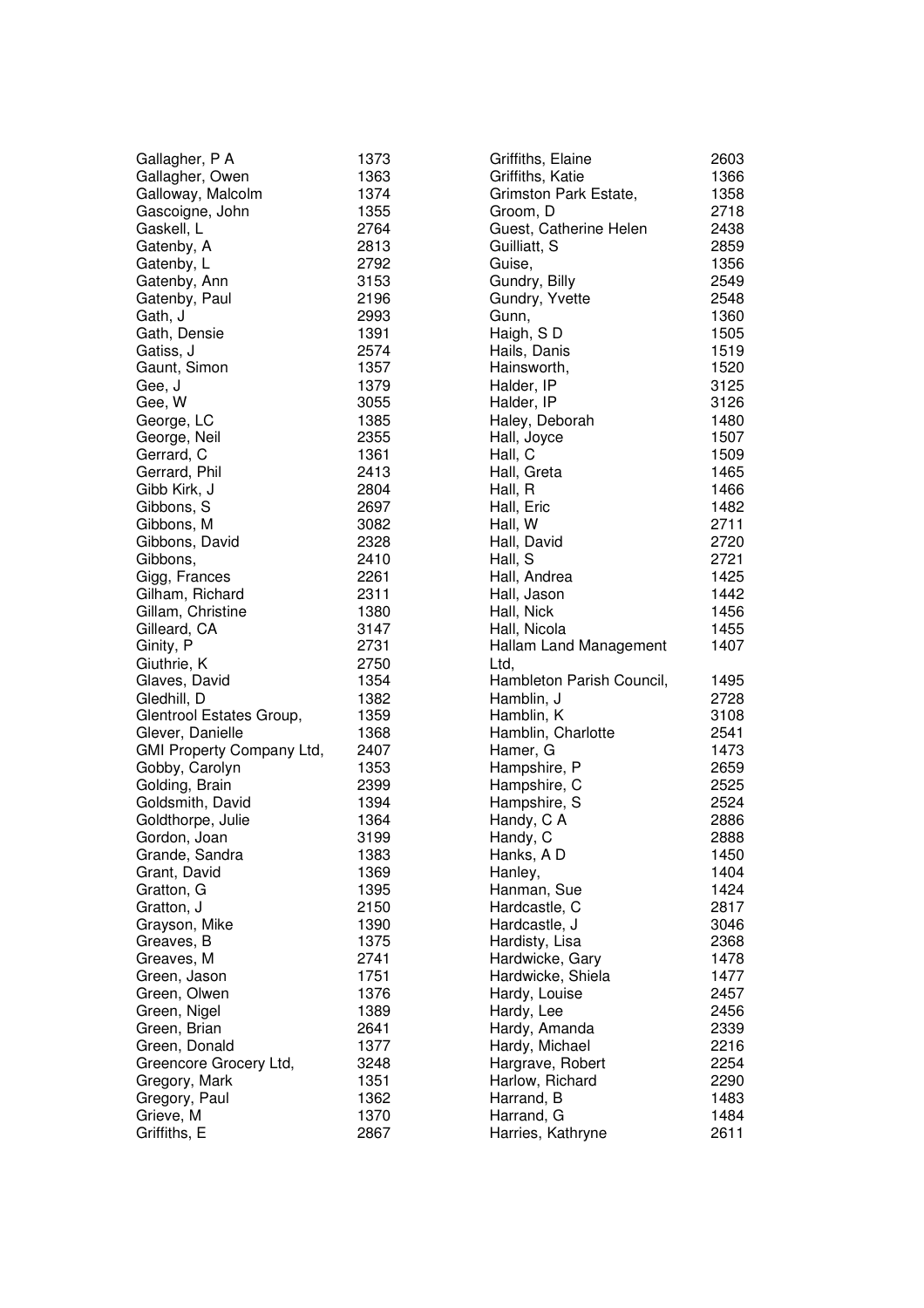| Name | No. |
|---|---|
| Gallagher, P A | 1373 |
| Gallagher, Owen | 1363 |
| Galloway, Malcolm | 1374 |
| Gascoigne, John | 1355 |
| Gaskell, L | 2764 |
| Gatenby, A | 2813 |
| Gatenby, L | 2792 |
| Gatenby, Ann | 3153 |
| Gatenby, Paul | 2196 |
| Gath, J | 2993 |
| Gath, Densie | 1391 |
| Gatiss, J | 2574 |
| Gaunt, Simon | 1357 |
| Gee, J | 1379 |
| Gee, W | 3055 |
| George, LC | 1385 |
| George, Neil | 2355 |
| Gerrard, C | 1361 |
| Gerrard, Phil | 2413 |
| Gibb Kirk, J | 2804 |
| Gibbons, S | 2697 |
| Gibbons, M | 3082 |
| Gibbons, David | 2328 |
| Gibbons, | 2410 |
| Gigg, Frances | 2261 |
| Gilham, Richard | 2311 |
| Gillam, Christine | 1380 |
| Gilleard, CA | 3147 |
| Ginity, P | 2731 |
| Giuthrie, K | 2750 |
| Glaves, David | 1354 |
| Gledhill, D | 1382 |
| Glentrool Estates Group, | 1359 |
| Glever, Danielle | 1368 |
| GMI Property Company Ltd, | 2407 |
| Gobby, Carolyn | 1353 |
| Golding, Brain | 2399 |
| Goldsmith, David | 1394 |
| Goldthorpe, Julie | 1364 |
| Gordon, Joan | 3199 |
| Grande, Sandra | 1383 |
| Grant, David | 1369 |
| Gratton, G | 1395 |
| Gratton, J | 2150 |
| Grayson, Mike | 1390 |
| Greaves, B | 1375 |
| Greaves, M | 2741 |
| Green, Jason | 1751 |
| Green, Olwen | 1376 |
| Green, Nigel | 1389 |
| Green, Brian | 2641 |
| Green, Donald | 1377 |
| Greencore Grocery Ltd, | 3248 |
| Gregory, Mark | 1351 |
| Gregory, Paul | 1362 |
| Grieve, M | 1370 |
| Griffiths, E | 2867 |
| Griffiths, Elaine | 2603 |
| Griffiths, Katie | 1366 |
| Grimston Park Estate, | 1358 |
| Groom, D | 2718 |
| Guest, Catherine Helen | 2438 |
| Guilliatt, S | 2859 |
| Guise, | 1356 |
| Gundry, Billy | 2549 |
| Gundry, Yvette | 2548 |
| Gunn, | 1360 |
| Haigh, S D | 1505 |
| Hails, Danis | 1519 |
| Hainsworth, | 1520 |
| Halder, IP | 3125 |
| Halder, IP | 3126 |
| Haley, Deborah | 1480 |
| Hall, Joyce | 1507 |
| Hall, C | 1509 |
| Hall, Greta | 1465 |
| Hall, R | 1466 |
| Hall, Eric | 1482 |
| Hall, W | 2711 |
| Hall, David | 2720 |
| Hall, S | 2721 |
| Hall, Andrea | 1425 |
| Hall, Jason | 1442 |
| Hall, Nick | 1456 |
| Hall, Nicola | 1455 |
| Hallam Land Management Ltd, | 1407 |
| Hambleton Parish Council, | 1495 |
| Hamblin, J | 2728 |
| Hamblin, K | 3108 |
| Hamblin, Charlotte | 2541 |
| Hamer, G | 1473 |
| Hampshire, P | 2659 |
| Hampshire, C | 2525 |
| Hampshire, S | 2524 |
| Handy, C A | 2886 |
| Handy, C | 2888 |
| Hanks, A D | 1450 |
| Hanley, | 1404 |
| Hanman, Sue | 1424 |
| Hardcastle, C | 2817 |
| Hardcastle, J | 3046 |
| Hardisty, Lisa | 2368 |
| Hardwicke, Gary | 1478 |
| Hardwicke, Shiela | 1477 |
| Hardy, Louise | 2457 |
| Hardy, Lee | 2456 |
| Hardy, Amanda | 2339 |
| Hardy, Michael | 2216 |
| Hargrave, Robert | 2254 |
| Harlow, Richard | 2290 |
| Harrand, B | 1483 |
| Harrand, G | 1484 |
| Harries, Kathryne | 2611 |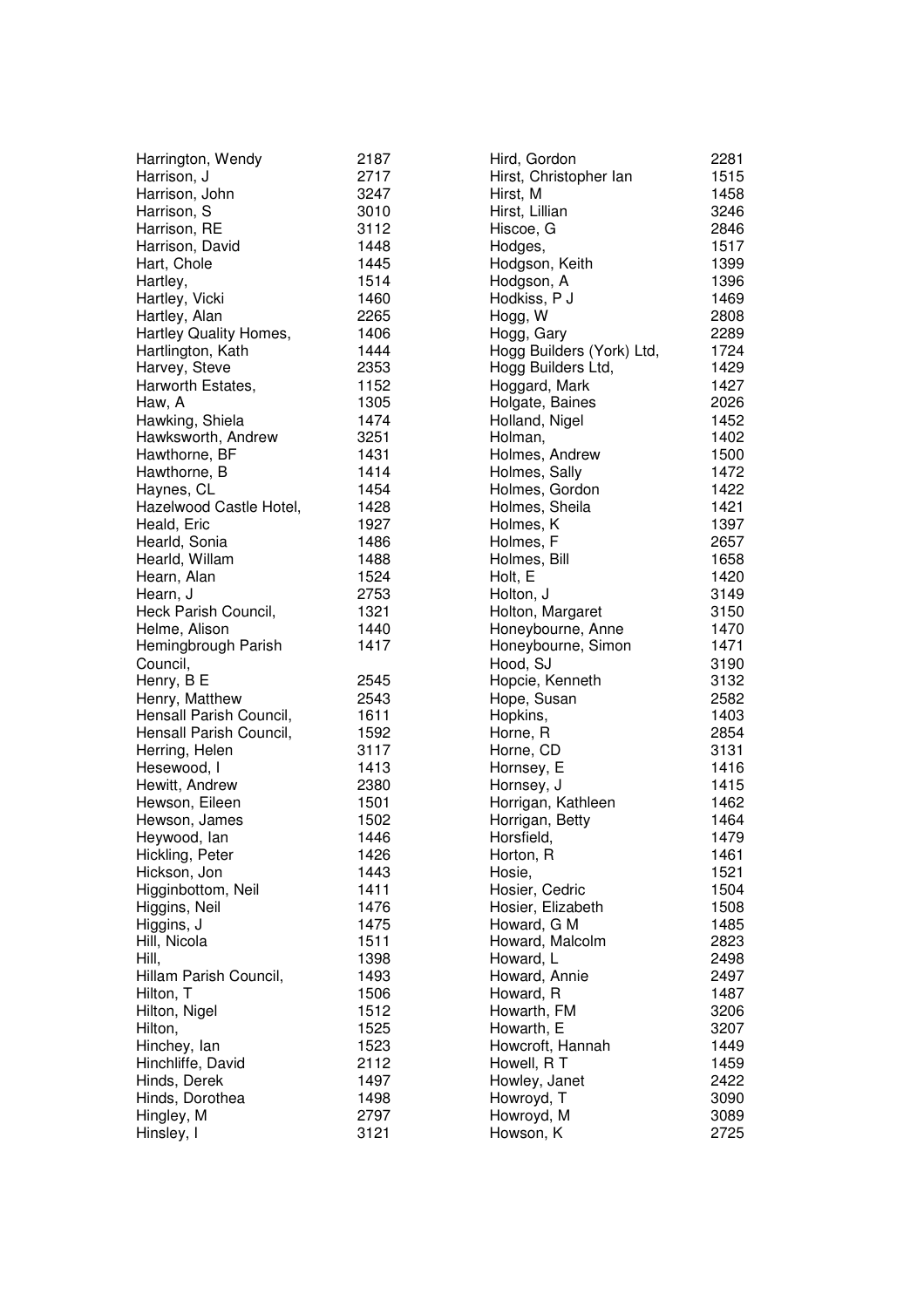| Name | No. |
|---|---|
| Harrington, Wendy | 2187 |
| Harrison, J | 2717 |
| Harrison, John | 3247 |
| Harrison, S | 3010 |
| Harrison, RE | 3112 |
| Harrison, David | 1448 |
| Hart, Chole | 1445 |
| Hartley, | 1514 |
| Hartley, Vicki | 1460 |
| Hartley, Alan | 2265 |
| Hartley Quality Homes, | 1406 |
| Hartlington, Kath | 1444 |
| Harvey, Steve | 2353 |
| Harworth Estates, | 1152 |
| Haw, A | 1305 |
| Hawking, Shiela | 1474 |
| Hawksworth, Andrew | 3251 |
| Hawthorne, BF | 1431 |
| Hawthorne, B | 1414 |
| Haynes, CL | 1454 |
| Hazelwood Castle Hotel, | 1428 |
| Heald, Eric | 1927 |
| Hearld, Sonia | 1486 |
| Hearld, Willam | 1488 |
| Hearn, Alan | 1524 |
| Hearn, J | 2753 |
| Heck Parish Council, | 1321 |
| Helme, Alison | 1440 |
| Hemingbrough Parish Council, | 1417 |
| Henry, B E | 2545 |
| Henry, Matthew | 2543 |
| Hensall Parish Council, | 1611 |
| Hensall Parish Council, | 1592 |
| Herring, Helen | 3117 |
| Hesewood, I | 1413 |
| Hewitt, Andrew | 2380 |
| Hewson, Eileen | 1501 |
| Hewson, James | 1502 |
| Heywood, Ian | 1446 |
| Hickling, Peter | 1426 |
| Hickson, Jon | 1443 |
| Higginbottom, Neil | 1411 |
| Higgins, Neil | 1476 |
| Higgins, J | 1475 |
| Hill, Nicola | 1511 |
| Hill, | 1398 |
| Hillam Parish Council, | 1493 |
| Hilton, T | 1506 |
| Hilton, Nigel | 1512 |
| Hilton, | 1525 |
| Hinchey, Ian | 1523 |
| Hinchliffe, David | 2112 |
| Hinds, Derek | 1497 |
| Hinds, Dorothea | 1498 |
| Hingley, M | 2797 |
| Hinsley, I | 3121 |
| Hird, Gordon | 2281 |
| Hirst, Christopher Ian | 1515 |
| Hirst, M | 1458 |
| Hirst, Lillian | 3246 |
| Hiscoe, G | 2846 |
| Hodges, | 1517 |
| Hodgson, Keith | 1399 |
| Hodgson, A | 1396 |
| Hodkiss, P J | 1469 |
| Hogg, W | 2808 |
| Hogg, Gary | 2289 |
| Hogg Builders (York) Ltd, | 1724 |
| Hogg Builders Ltd, | 1429 |
| Hoggard, Mark | 1427 |
| Holgate, Baines | 2026 |
| Holland, Nigel | 1452 |
| Holman, | 1402 |
| Holmes, Andrew | 1500 |
| Holmes, Sally | 1472 |
| Holmes, Gordon | 1422 |
| Holmes, Sheila | 1421 |
| Holmes, K | 1397 |
| Holmes, F | 2657 |
| Holmes, Bill | 1658 |
| Holt, E | 1420 |
| Holton, J | 3149 |
| Holton, Margaret | 3150 |
| Honeybourne, Anne | 1470 |
| Honeybourne, Simon | 1471 |
| Hood, SJ | 3190 |
| Hopcie, Kenneth | 3132 |
| Hope, Susan | 2582 |
| Hopkins, | 1403 |
| Horne, R | 2854 |
| Horne, CD | 3131 |
| Hornsey, E | 1416 |
| Hornsey, J | 1415 |
| Horrigan, Kathleen | 1462 |
| Horrigan, Betty | 1464 |
| Horsfield, | 1479 |
| Horton, R | 1461 |
| Hosie, | 1521 |
| Hosier, Cedric | 1504 |
| Hosier, Elizabeth | 1508 |
| Howard, G M | 1485 |
| Howard, Malcolm | 2823 |
| Howard, L | 2498 |
| Howard, Annie | 2497 |
| Howard, R | 1487 |
| Howarth, FM | 3206 |
| Howarth, E | 3207 |
| Howcroft, Hannah | 1449 |
| Howell, R T | 1459 |
| Howley, Janet | 2422 |
| Howroyd, T | 3090 |
| Howroyd, M | 3089 |
| Howson, K | 2725 |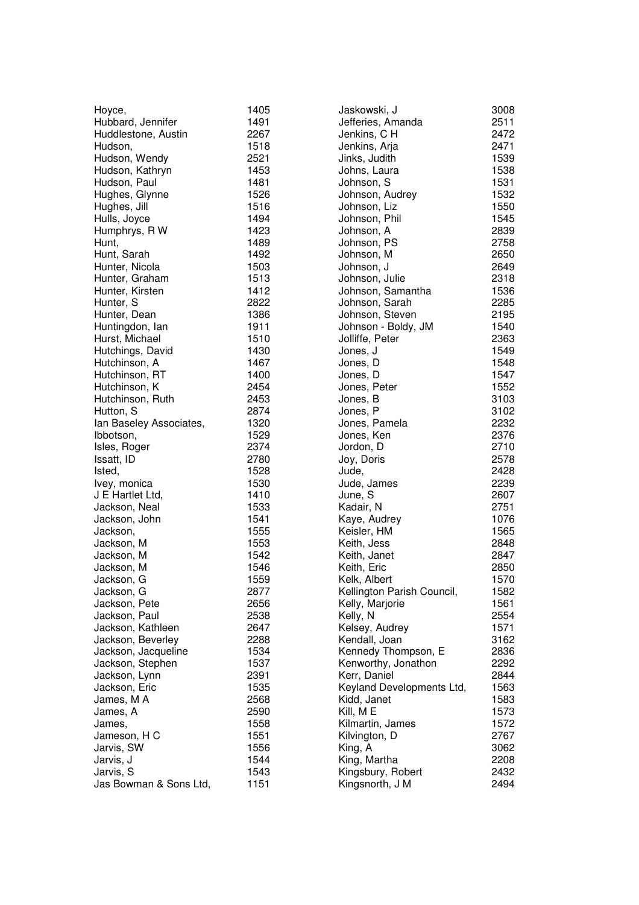| Name | Number |
|---|---|
| Hoyce, | 1405 |
| Hubbard, Jennifer | 1491 |
| Huddlestone, Austin | 2267 |
| Hudson, | 1518 |
| Hudson, Wendy | 2521 |
| Hudson, Kathryn | 1453 |
| Hudson, Paul | 1481 |
| Hughes, Glynne | 1526 |
| Hughes, Jill | 1516 |
| Hulls, Joyce | 1494 |
| Humphrys, R W | 1423 |
| Hunt, | 1489 |
| Hunt, Sarah | 1492 |
| Hunter, Nicola | 1503 |
| Hunter, Graham | 1513 |
| Hunter, Kirsten | 1412 |
| Hunter, S | 2822 |
| Hunter, Dean | 1386 |
| Huntingdon, Ian | 1911 |
| Hurst, Michael | 1510 |
| Hutchings, David | 1430 |
| Hutchinson, A | 1467 |
| Hutchinson, RT | 1400 |
| Hutchinson, K | 2454 |
| Hutchinson, Ruth | 2453 |
| Hutton, S | 2874 |
| Ian Baseley Associates, | 1320 |
| Ibbotson, | 1529 |
| Isles, Roger | 2374 |
| Issatt, ID | 2780 |
| Isted, | 1528 |
| Ivey, monica | 1530 |
| J E Hartlet Ltd, | 1410 |
| Jackson, Neal | 1533 |
| Jackson, John | 1541 |
| Jackson, | 1555 |
| Jackson, M | 1553 |
| Jackson, M | 1542 |
| Jackson, M | 1546 |
| Jackson, G | 1559 |
| Jackson, G | 2877 |
| Jackson, Pete | 2656 |
| Jackson, Paul | 2538 |
| Jackson, Kathleen | 2647 |
| Jackson, Beverley | 2288 |
| Jackson, Jacqueline | 1534 |
| Jackson, Stephen | 1537 |
| Jackson, Lynn | 2391 |
| Jackson, Eric | 1535 |
| James, M A | 2568 |
| James, A | 2590 |
| James, | 1558 |
| Jameson, H C | 1551 |
| Jarvis, SW | 1556 |
| Jarvis, J | 1544 |
| Jarvis, S | 1543 |
| Jas Bowman & Sons Ltd, | 1151 |
| Jaskowski, J | 3008 |
| Jefferies, Amanda | 2511 |
| Jenkins, C H | 2472 |
| Jenkins, Arja | 2471 |
| Jinks, Judith | 1539 |
| Johns, Laura | 1538 |
| Johnson, S | 1531 |
| Johnson, Audrey | 1532 |
| Johnson, Liz | 1550 |
| Johnson, Phil | 1545 |
| Johnson, A | 2839 |
| Johnson, PS | 2758 |
| Johnson, M | 2650 |
| Johnson, J | 2649 |
| Johnson, Julie | 2318 |
| Johnson, Samantha | 1536 |
| Johnson, Sarah | 2285 |
| Johnson, Steven | 2195 |
| Johnson - Boldy, JM | 1540 |
| Jolliffe, Peter | 2363 |
| Jones, J | 1549 |
| Jones, D | 1548 |
| Jones, D | 1547 |
| Jones, Peter | 1552 |
| Jones, B | 3103 |
| Jones, P | 3102 |
| Jones, Pamela | 2232 |
| Jones, Ken | 2376 |
| Jordon, D | 2710 |
| Joy, Doris | 2578 |
| Jude, | 2428 |
| Jude, James | 2239 |
| June, S | 2607 |
| Kadair, N | 2751 |
| Kaye, Audrey | 1076 |
| Keisler, HM | 1565 |
| Keith, Jess | 2848 |
| Keith, Janet | 2847 |
| Keith, Eric | 2850 |
| Kelk, Albert | 1570 |
| Kellington Parish Council, | 1582 |
| Kelly, Marjorie | 1561 |
| Kelly, N | 2554 |
| Kelsey, Audrey | 1571 |
| Kendall, Joan | 3162 |
| Kennedy Thompson, E | 2836 |
| Kenworthy, Jonathon | 2292 |
| Kerr, Daniel | 2844 |
| Keyland Developments Ltd, | 1563 |
| Kidd, Janet | 1583 |
| Kill, M E | 1573 |
| Kilmartin, James | 1572 |
| Kilvington, D | 2767 |
| King, A | 3062 |
| King, Martha | 2208 |
| Kingsbury, Robert | 2432 |
| Kingsnorth, J M | 2494 |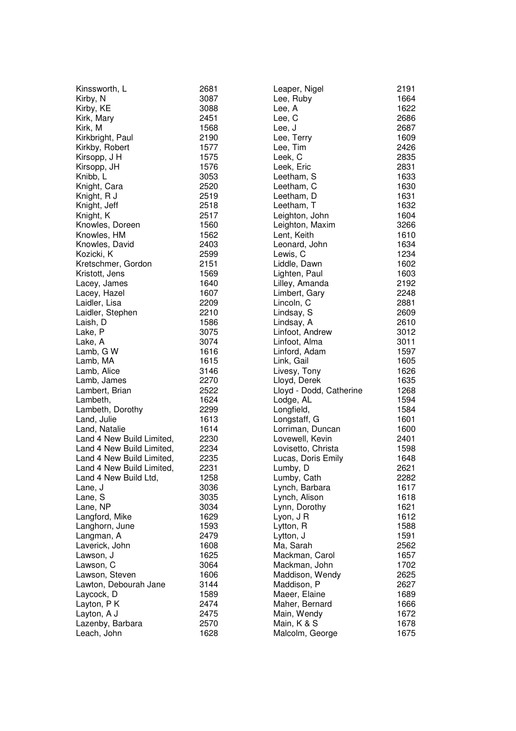| Name | No. |
|---|---|
| Kinssworth, L | 2681 |
| Kirby, N | 3087 |
| Kirby, KE | 3088 |
| Kirk, Mary | 2451 |
| Kirk, M | 1568 |
| Kirkbright, Paul | 2190 |
| Kirkby, Robert | 1577 |
| Kirsopp, J H | 1575 |
| Kirsopp, JH | 1576 |
| Knibb, L | 3053 |
| Knight, Cara | 2520 |
| Knight, R J | 2519 |
| Knight, Jeff | 2518 |
| Knight, K | 2517 |
| Knowles, Doreen | 1560 |
| Knowles, HM | 1562 |
| Knowles, David | 2403 |
| Kozicki, K | 2599 |
| Kretschmer, Gordon | 2151 |
| Kristott, Jens | 1569 |
| Lacey, James | 1640 |
| Lacey, Hazel | 1607 |
| Laidler, Lisa | 2209 |
| Laidler, Stephen | 2210 |
| Laish, D | 1586 |
| Lake, P | 3075 |
| Lake, A | 3074 |
| Lamb, G W | 1616 |
| Lamb, MA | 1615 |
| Lamb, Alice | 3146 |
| Lamb, James | 2270 |
| Lambert, Brian | 2522 |
| Lambeth, | 1624 |
| Lambeth, Dorothy | 2299 |
| Land, Julie | 1613 |
| Land, Natalie | 1614 |
| Land 4 New Build Limited, | 2230 |
| Land 4 New Build Limited, | 2234 |
| Land 4 New Build Limited, | 2235 |
| Land 4 New Build Limited, | 2231 |
| Land 4 New Build Ltd, | 1258 |
| Lane, J | 3036 |
| Lane, S | 3035 |
| Lane, NP | 3034 |
| Langford, Mike | 1629 |
| Langhorn, June | 1593 |
| Langman, A | 2479 |
| Laverick, John | 1608 |
| Lawson, J | 1625 |
| Lawson, C | 3064 |
| Lawson, Steven | 1606 |
| Lawton, Debourah Jane | 3144 |
| Laycock, D | 1589 |
| Layton, P K | 2474 |
| Layton, A J | 2475 |
| Lazenby, Barbara | 2570 |
| Leach, John | 1628 |
| Leaper, Nigel | 2191 |
| Lee, Ruby | 1664 |
| Lee, A | 1622 |
| Lee, C | 2686 |
| Lee, J | 2687 |
| Lee, Terry | 1609 |
| Lee, Tim | 2426 |
| Leek, C | 2835 |
| Leek, Eric | 2831 |
| Leetham, S | 1633 |
| Leetham, C | 1630 |
| Leetham, D | 1631 |
| Leetham, T | 1632 |
| Leighton, John | 1604 |
| Leighton, Maxim | 3266 |
| Lent, Keith | 1610 |
| Leonard, John | 1634 |
| Lewis, C | 1234 |
| Liddle, Dawn | 1602 |
| Lighten, Paul | 1603 |
| Lilley, Amanda | 2192 |
| Limbert, Gary | 2248 |
| Lincoln, C | 2881 |
| Lindsay, S | 2609 |
| Lindsay, A | 2610 |
| Linfoot, Andrew | 3012 |
| Linfoot, Alma | 3011 |
| Linford, Adam | 1597 |
| Link, Gail | 1605 |
| Livesy, Tony | 1626 |
| Lloyd, Derek | 1635 |
| Lloyd - Dodd, Catherine | 1268 |
| Lodge, AL | 1594 |
| Longfield, | 1584 |
| Longstaff, G | 1601 |
| Lorriman, Duncan | 1600 |
| Lovewell, Kevin | 2401 |
| Lovisetto, Christa | 1598 |
| Lucas, Doris Emily | 1648 |
| Lumby, D | 2621 |
| Lumby, Cath | 2282 |
| Lynch, Barbara | 1617 |
| Lynch, Alison | 1618 |
| Lynn, Dorothy | 1621 |
| Lyon, J R | 1612 |
| Lytton, R | 1588 |
| Lytton, J | 1591 |
| Ma, Sarah | 2562 |
| Mackman, Carol | 1657 |
| Mackman, John | 1702 |
| Maddison, Wendy | 2625 |
| Maddison, P | 2627 |
| Maeer, Elaine | 1689 |
| Maher, Bernard | 1666 |
| Main, Wendy | 1672 |
| Main, K & S | 1678 |
| Malcolm, George | 1675 |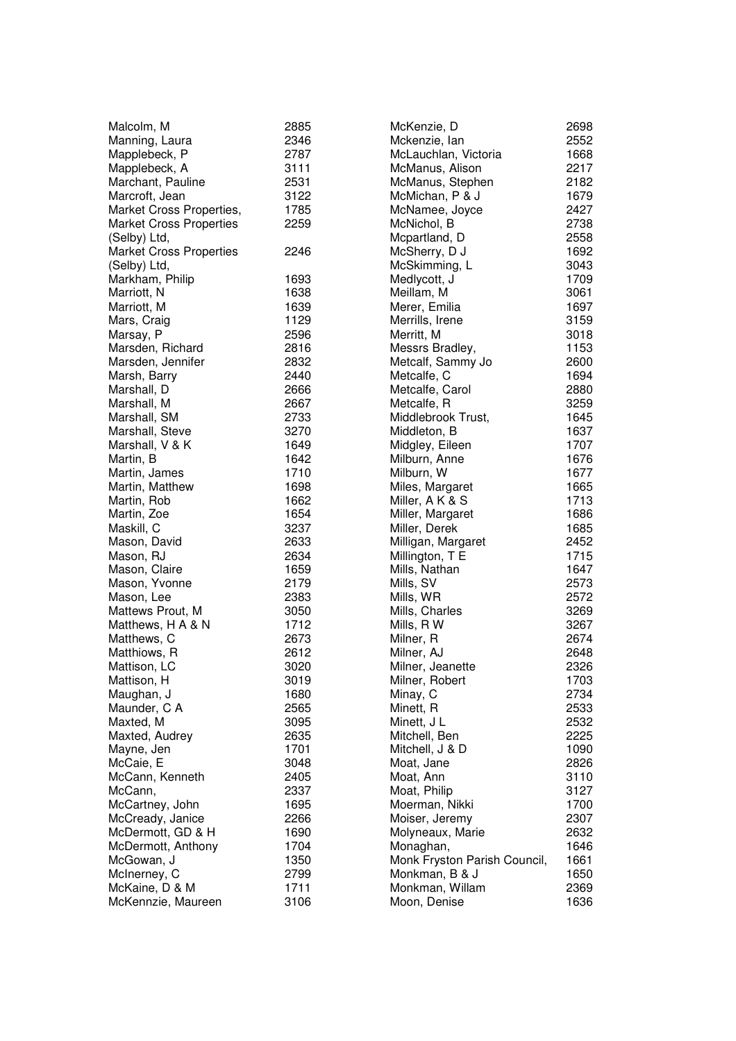| Name | Number |
|---|---|
| Malcolm, M | 2885 |
| Manning, Laura | 2346 |
| Mapplebeck, P | 2787 |
| Mapplebeck, A | 3111 |
| Marchant, Pauline | 2531 |
| Marcroft, Jean | 3122 |
| Market Cross Properties, | 1785 |
| Market Cross Properties (Selby) Ltd, | 2259 |
| Market Cross Properties (Selby) Ltd, | 2246 |
| Markham, Philip | 1693 |
| Marriott, N | 1638 |
| Marriott, M | 1639 |
| Mars, Craig | 1129 |
| Marsay, P | 2596 |
| Marsden, Richard | 2816 |
| Marsden, Jennifer | 2832 |
| Marsh, Barry | 2440 |
| Marshall, D | 2666 |
| Marshall, M | 2667 |
| Marshall, SM | 2733 |
| Marshall, Steve | 3270 |
| Marshall, V & K | 1649 |
| Martin, B | 1642 |
| Martin, James | 1710 |
| Martin, Matthew | 1698 |
| Martin, Rob | 1662 |
| Martin, Zoe | 1654 |
| Maskill, C | 3237 |
| Mason, David | 2633 |
| Mason, RJ | 2634 |
| Mason, Claire | 1659 |
| Mason, Yvonne | 2179 |
| Mason, Lee | 2383 |
| Mattews Prout, M | 3050 |
| Matthews, H A & N | 1712 |
| Matthews, C | 2673 |
| Matthiows, R | 2612 |
| Mattison, LC | 3020 |
| Mattison, H | 3019 |
| Maughan, J | 1680 |
| Maunder, C A | 2565 |
| Maxted, M | 3095 |
| Maxted, Audrey | 2635 |
| Mayne, Jen | 1701 |
| McCaie, E | 3048 |
| McCann, Kenneth | 2405 |
| McCann, | 2337 |
| McCartney, John | 1695 |
| McCready, Janice | 2266 |
| McDermott, GD & H | 1690 |
| McDermott, Anthony | 1704 |
| McGowan, J | 1350 |
| McInerney, C | 2799 |
| McKaine, D & M | 1711 |
| McKennzie, Maureen | 3106 |
| McKenzie, D | 2698 |
| Mckenzie, Ian | 2552 |
| McLauchlan, Victoria | 1668 |
| McManus, Alison | 2217 |
| McManus, Stephen | 2182 |
| McMichan, P & J | 1679 |
| McNamee, Joyce | 2427 |
| McNichol, B | 2738 |
| Mcpartland, D | 2558 |
| McSherry, D J | 1692 |
| McSkimming, L | 3043 |
| Medlycott, J | 1709 |
| Meillam, M | 3061 |
| Merer, Emilia | 1697 |
| Merrills, Irene | 3159 |
| Merritt, M | 3018 |
| Messrs Bradley, | 1153 |
| Metcalf, Sammy Jo | 2600 |
| Metcalfe, C | 1694 |
| Metcalfe, Carol | 2880 |
| Metcalfe, R | 3259 |
| Middlebrook Trust, | 1645 |
| Middleton, B | 1637 |
| Midgley, Eileen | 1707 |
| Milburn, Anne | 1676 |
| Milburn, W | 1677 |
| Miles, Margaret | 1665 |
| Miller, A K & S | 1713 |
| Miller, Margaret | 1686 |
| Miller, Derek | 1685 |
| Milligan, Margaret | 2452 |
| Millington, T E | 1715 |
| Mills, Nathan | 1647 |
| Mills, SV | 2573 |
| Mills, WR | 2572 |
| Mills, Charles | 3269 |
| Mills, R W | 3267 |
| Milner, R | 2674 |
| Milner, AJ | 2648 |
| Milner, Jeanette | 2326 |
| Milner, Robert | 1703 |
| Minay, C | 2734 |
| Minett, R | 2533 |
| Minett, J L | 2532 |
| Mitchell, Ben | 2225 |
| Mitchell, J & D | 1090 |
| Moat, Jane | 2826 |
| Moat, Ann | 3110 |
| Moat, Philip | 3127 |
| Moerman, Nikki | 1700 |
| Moiser, Jeremy | 2307 |
| Molyneaux, Marie | 2632 |
| Monaghan, | 1646 |
| Monk Fryston Parish Council, | 1661 |
| Monkman, B & J | 1650 |
| Monkman, Willam | 2369 |
| Moon, Denise | 1636 |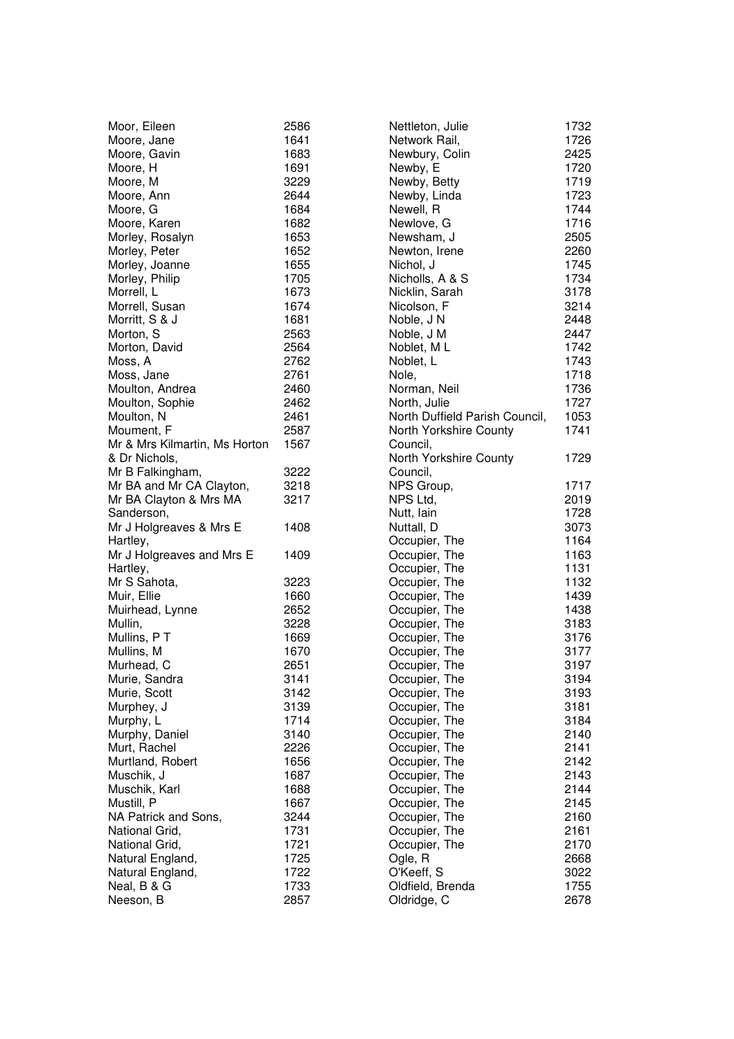| Name | Number |
|---|---|
| Moor, Eileen | 2586 |
| Moore, Jane | 1641 |
| Moore, Gavin | 1683 |
| Moore, H | 1691 |
| Moore, M | 3229 |
| Moore, Ann | 2644 |
| Moore, G | 1684 |
| Moore, Karen | 1682 |
| Morley, Rosalyn | 1653 |
| Morley, Peter | 1652 |
| Morley, Joanne | 1655 |
| Morley, Philip | 1705 |
| Morrell, L | 1673 |
| Morrell, Susan | 1674 |
| Morritt, S & J | 1681 |
| Morton, S | 2563 |
| Morton, David | 2564 |
| Moss, A | 2762 |
| Moss, Jane | 2761 |
| Moulton, Andrea | 2460 |
| Moulton, Sophie | 2462 |
| Moulton, N | 2461 |
| Moument, F | 2587 |
| Mr & Mrs Kilmartin, Ms Horton & Dr Nichols, | 1567 |
| Mr B Falkingham, | 3222 |
| Mr BA and Mr CA Clayton, | 3218 |
| Mr BA Clayton & Mrs MA Sanderson, | 3217 |
| Mr J Holgreaves & Mrs E Hartley, | 1408 |
| Mr J Holgreaves and Mrs E Hartley, | 1409 |
| Mr S Sahota, | 3223 |
| Muir, Ellie | 1660 |
| Muirhead, Lynne | 2652 |
| Mullin, | 3228 |
| Mullins, P T | 1669 |
| Mullins, M | 1670 |
| Murhead, C | 2651 |
| Murie, Sandra | 3141 |
| Murie, Scott | 3142 |
| Murphey, J | 3139 |
| Murphy, L | 1714 |
| Murphy, Daniel | 3140 |
| Murt, Rachel | 2226 |
| Murtland, Robert | 1656 |
| Muschik, J | 1687 |
| Muschik, Karl | 1688 |
| Mustill, P | 1667 |
| NA Patrick and Sons, | 3244 |
| National Grid, | 1731 |
| National Grid, | 1721 |
| Natural England, | 1725 |
| Natural England, | 1722 |
| Neal, B & G | 1733 |
| Neeson, B | 2857 |
| Nettleton, Julie | 1732 |
| Network Rail, | 1726 |
| Newbury, Colin | 2425 |
| Newby, E | 1720 |
| Newby, Betty | 1719 |
| Newby, Linda | 1723 |
| Newell, R | 1744 |
| Newlove, G | 1716 |
| Newsham, J | 2505 |
| Newton, Irene | 2260 |
| Nichol, J | 1745 |
| Nicholls, A & S | 1734 |
| Nicklin, Sarah | 3178 |
| Nicolson, F | 3214 |
| Noble, J N | 2448 |
| Noble, J M | 2447 |
| Noblet, M L | 1742 |
| Noblet, L | 1743 |
| Nole, | 1718 |
| Norman, Neil | 1736 |
| North, Julie | 1727 |
| North Duffield Parish Council, | 1053 |
| North Yorkshire County Council, | 1741 |
| North Yorkshire County Council, | 1729 |
| NPS Group, | 1717 |
| NPS Ltd, | 2019 |
| Nutt, Iain | 1728 |
| Nuttall, D | 3073 |
| Occupier, The | 1164 |
| Occupier, The | 1163 |
| Occupier, The | 1131 |
| Occupier, The | 1132 |
| Occupier, The | 1439 |
| Occupier, The | 1438 |
| Occupier, The | 3183 |
| Occupier, The | 3176 |
| Occupier, The | 3177 |
| Occupier, The | 3197 |
| Occupier, The | 3194 |
| Occupier, The | 3193 |
| Occupier, The | 3181 |
| Occupier, The | 3184 |
| Occupier, The | 2140 |
| Occupier, The | 2141 |
| Occupier, The | 2142 |
| Occupier, The | 2143 |
| Occupier, The | 2144 |
| Occupier, The | 2145 |
| Occupier, The | 2160 |
| Occupier, The | 2161 |
| Occupier, The | 2170 |
| Ogle, R | 2668 |
| O'Keeff, S | 3022 |
| Oldfield, Brenda | 1755 |
| Oldridge, C | 2678 |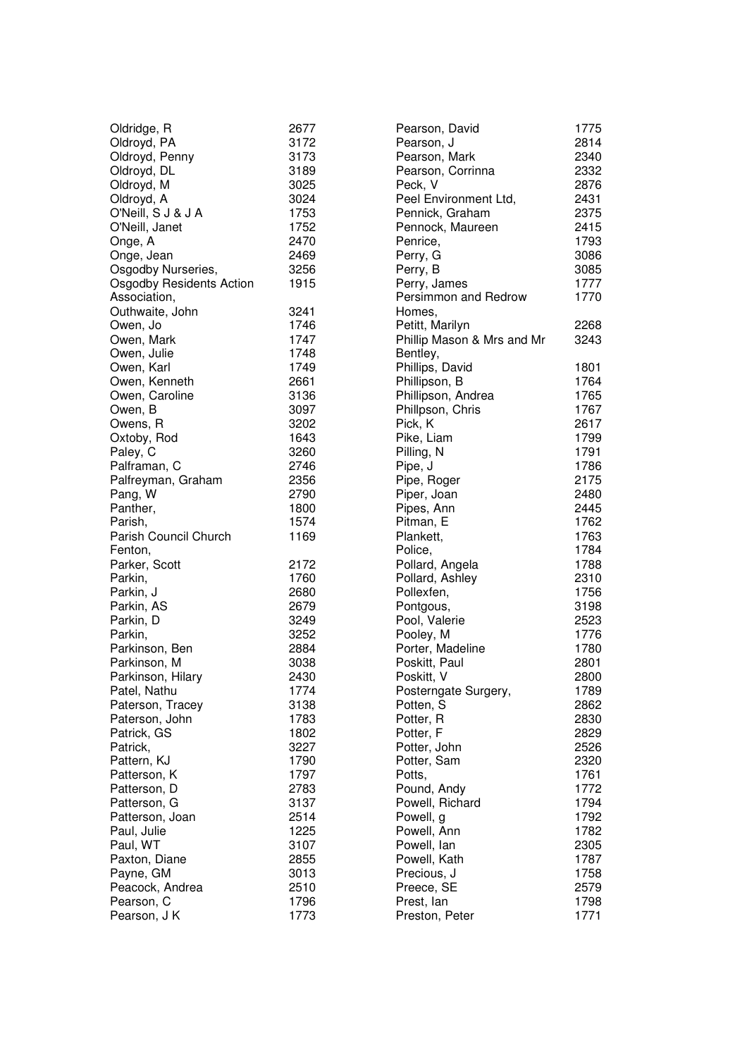| Name | Number |
|---|---|
| Oldridge, R | 2677 |
| Oldroyd, PA | 3172 |
| Oldroyd, Penny | 3173 |
| Oldroyd, DL | 3189 |
| Oldroyd, M | 3025 |
| Oldroyd, A | 3024 |
| O'Neill, S J & J A | 1753 |
| O'Neill, Janet | 1752 |
| Onge, A | 2470 |
| Onge, Jean | 2469 |
| Osgodby Nurseries, | 3256 |
| Osgodby Residents Action Association, | 1915 |
| Outhwaite, John | 3241 |
| Owen, Jo | 1746 |
| Owen, Mark | 1747 |
| Owen, Julie | 1748 |
| Owen, Karl | 1749 |
| Owen, Kenneth | 2661 |
| Owen, Caroline | 3136 |
| Owen, B | 3097 |
| Owens, R | 3202 |
| Oxtoby, Rod | 1643 |
| Paley, C | 3260 |
| Palframan, C | 2746 |
| Palfreyman, Graham | 2356 |
| Pang, W | 2790 |
| Panther, | 1800 |
| Parish, | 1574 |
| Parish Council Church Fenton, | 1169 |
| Parker, Scott | 2172 |
| Parkin, | 1760 |
| Parkin, J | 2680 |
| Parkin, AS | 2679 |
| Parkin, D | 3249 |
| Parkin, | 3252 |
| Parkinson, Ben | 2884 |
| Parkinson, M | 3038 |
| Parkinson, Hilary | 2430 |
| Patel, Nathu | 1774 |
| Paterson, Tracey | 3138 |
| Paterson, John | 1783 |
| Patrick, GS | 1802 |
| Patrick, | 3227 |
| Pattern, KJ | 1790 |
| Patterson, K | 1797 |
| Patterson, D | 2783 |
| Patterson, G | 3137 |
| Patterson, Joan | 2514 |
| Paul, Julie | 1225 |
| Paul, WT | 3107 |
| Paxton, Diane | 2855 |
| Payne, GM | 3013 |
| Peacock, Andrea | 2510 |
| Pearson, C | 1796 |
| Pearson, J K | 1773 |
| Pearson, David | 1775 |
| Pearson, J | 2814 |
| Pearson, Mark | 2340 |
| Pearson, Corrinna | 2332 |
| Peck, V | 2876 |
| Peel Environment Ltd, | 2431 |
| Pennick, Graham | 2375 |
| Pennock, Maureen | 2415 |
| Penrice, | 1793 |
| Perry, G | 3086 |
| Perry, B | 3085 |
| Perry, James | 1777 |
| Persimmon and Redrow Homes, | 1770 |
| Petitt, Marilyn | 2268 |
| Phillip Mason & Mrs and Mr Bentley, | 3243 |
| Phillips, David | 1801 |
| Phillipson, B | 1764 |
| Phillipson, Andrea | 1765 |
| Phillpson, Chris | 1767 |
| Pick, K | 2617 |
| Pike, Liam | 1799 |
| Pilling, N | 1791 |
| Pipe, J | 1786 |
| Pipe, Roger | 2175 |
| Piper, Joan | 2480 |
| Pipes, Ann | 2445 |
| Pitman, E | 1762 |
| Plankett, | 1763 |
| Police, | 1784 |
| Pollard, Angela | 1788 |
| Pollard, Ashley | 2310 |
| Pollexfen, | 1756 |
| Pontgous, | 3198 |
| Pool, Valerie | 2523 |
| Pooley, M | 1776 |
| Porter, Madeline | 1780 |
| Poskitt, Paul | 2801 |
| Poskitt, V | 2800 |
| Posterngate Surgery, | 1789 |
| Potten, S | 2862 |
| Potter, R | 2830 |
| Potter, F | 2829 |
| Potter, John | 2526 |
| Potter, Sam | 2320 |
| Potts, | 1761 |
| Pound, Andy | 1772 |
| Powell, Richard | 1794 |
| Powell, g | 1792 |
| Powell, Ann | 1782 |
| Powell, Ian | 2305 |
| Powell, Kath | 1787 |
| Precious, J | 1758 |
| Preece, SE | 2579 |
| Prest, Ian | 1798 |
| Preston, Peter | 1771 |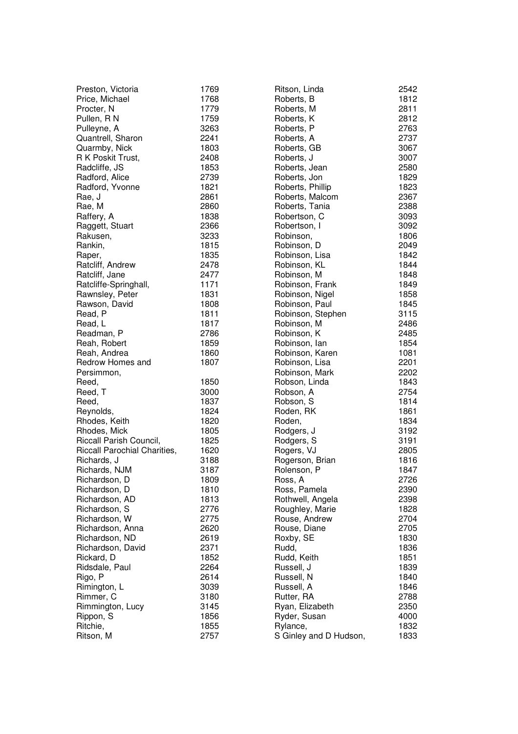| Name | Number |
|---|---|
| Preston, Victoria | 1769 |
| Price, Michael | 1768 |
| Procter, N | 1779 |
| Pullen, R N | 1759 |
| Pulleyne, A | 3263 |
| Quantrell, Sharon | 2241 |
| Quarmby, Nick | 1803 |
| R K Poskit Trust, | 2408 |
| Radcliffe, JS | 1853 |
| Radford, Alice | 2739 |
| Radford, Yvonne | 1821 |
| Rae, J | 2861 |
| Rae, M | 2860 |
| Raffery, A | 1838 |
| Raggett, Stuart | 2366 |
| Rakusen, | 3233 |
| Rankin, | 1815 |
| Raper, | 1835 |
| Ratcliff, Andrew | 2478 |
| Ratcliff, Jane | 2477 |
| Ratcliffe-Springhall, | 1171 |
| Rawnsley, Peter | 1831 |
| Rawson, David | 1808 |
| Read, P | 1811 |
| Read, L | 1817 |
| Readman, P | 2786 |
| Reah, Robert | 1859 |
| Reah, Andrea | 1860 |
| Redrow Homes and Persimmon, | 1807 |
| Reed, | 1850 |
| Reed, T | 3000 |
| Reed, | 1837 |
| Reynolds, | 1824 |
| Rhodes, Keith | 1820 |
| Rhodes, Mick | 1805 |
| Riccall Parish Council, | 1825 |
| Riccall Parochial Charities, | 1620 |
| Richards, J | 3188 |
| Richards, NJM | 3187 |
| Richardson, D | 1809 |
| Richardson, D | 1810 |
| Richardson, AD | 1813 |
| Richardson, S | 2776 |
| Richardson, W | 2775 |
| Richardson, Anna | 2620 |
| Richardson, ND | 2619 |
| Richardson, David | 2371 |
| Rickard, D | 1852 |
| Ridsdale, Paul | 2264 |
| Rigo, P | 2614 |
| Rimington, L | 3039 |
| Rimmer, C | 3180 |
| Rimmington, Lucy | 3145 |
| Rippon, S | 1856 |
| Ritchie, | 1855 |
| Ritson, M | 2757 |
| Ritson, Linda | 2542 |
| Roberts, B | 1812 |
| Roberts, M | 2811 |
| Roberts, K | 2812 |
| Roberts, P | 2763 |
| Roberts, A | 2737 |
| Roberts, GB | 3067 |
| Roberts, J | 3007 |
| Roberts, Jean | 2580 |
| Roberts, Jon | 1829 |
| Roberts, Phillip | 1823 |
| Roberts, Malcom | 2367 |
| Roberts, Tania | 2388 |
| Robertson, C | 3093 |
| Robertson, I | 3092 |
| Robinson, | 1806 |
| Robinson, D | 2049 |
| Robinson, Lisa | 1842 |
| Robinson, KL | 1844 |
| Robinson, M | 1848 |
| Robinson, Frank | 1849 |
| Robinson, Nigel | 1858 |
| Robinson, Paul | 1845 |
| Robinson, Stephen | 3115 |
| Robinson, M | 2486 |
| Robinson, K | 2485 |
| Robinson, Ian | 1854 |
| Robinson, Karen | 1081 |
| Robinson, Lisa | 2201 |
| Robinson, Mark | 2202 |
| Robson, Linda | 1843 |
| Robson, A | 2754 |
| Robson, S | 1814 |
| Roden, RK | 1861 |
| Roden, | 1834 |
| Rodgers, J | 3192 |
| Rodgers, S | 3191 |
| Rogers, VJ | 2805 |
| Rogerson, Brian | 1816 |
| Rolenson, P | 1847 |
| Ross, A | 2726 |
| Ross, Pamela | 2390 |
| Rothwell, Angela | 2398 |
| Roughley, Marie | 1828 |
| Rouse, Andrew | 2704 |
| Rouse, Diane | 2705 |
| Roxby, SE | 1830 |
| Rudd, | 1836 |
| Rudd, Keith | 1851 |
| Russell, J | 1839 |
| Russell, N | 1840 |
| Russell, A | 1846 |
| Rutter, RA | 2788 |
| Ryan, Elizabeth | 2350 |
| Ryder, Susan | 4000 |
| Rylance, | 1832 |
| S Ginley and D Hudson, | 1833 |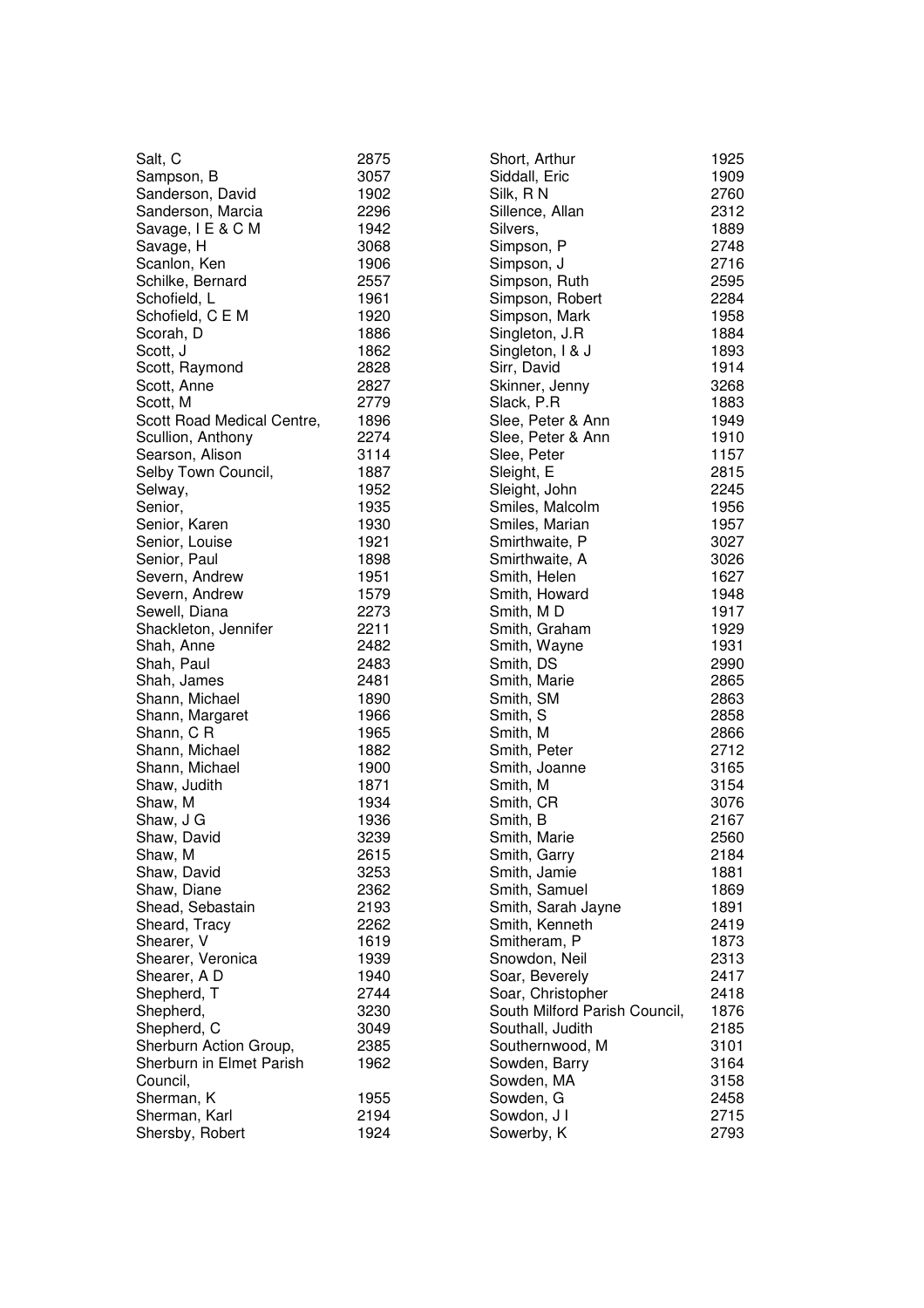| Name | Number |
|---|---|
| Salt, C | 2875 |
| Sampson, B | 3057 |
| Sanderson, David | 1902 |
| Sanderson, Marcia | 2296 |
| Savage, I E & C M | 1942 |
| Savage, H | 3068 |
| Scanlon, Ken | 1906 |
| Schilke, Bernard | 2557 |
| Schofield, L | 1961 |
| Schofield, C E M | 1920 |
| Scorah, D | 1886 |
| Scott, J | 1862 |
| Scott, Raymond | 2828 |
| Scott, Anne | 2827 |
| Scott, M | 2779 |
| Scott Road Medical Centre, | 1896 |
| Scullion, Anthony | 2274 |
| Searson, Alison | 3114 |
| Selby Town Council, | 1887 |
| Selway, | 1952 |
| Senior, | 1935 |
| Senior, Karen | 1930 |
| Senior, Louise | 1921 |
| Senior, Paul | 1898 |
| Severn, Andrew | 1951 |
| Severn, Andrew | 1579 |
| Sewell, Diana | 2273 |
| Shackleton, Jennifer | 2211 |
| Shah, Anne | 2482 |
| Shah, Paul | 2483 |
| Shah, James | 2481 |
| Shann, Michael | 1890 |
| Shann, Margaret | 1966 |
| Shann, C R | 1965 |
| Shann, Michael | 1882 |
| Shann, Michael | 1900 |
| Shaw, Judith | 1871 |
| Shaw, M | 1934 |
| Shaw, J G | 1936 |
| Shaw, David | 3239 |
| Shaw, M | 2615 |
| Shaw, David | 3253 |
| Shaw, Diane | 2362 |
| Shead, Sebastain | 2193 |
| Sheard, Tracy | 2262 |
| Shearer, V | 1619 |
| Shearer, Veronica | 1939 |
| Shearer, A D | 1940 |
| Shepherd, T | 2744 |
| Shepherd, | 3230 |
| Shepherd, C | 3049 |
| Sherburn Action Group, | 2385 |
| Sherburn in Elmet Parish Council, | 1962 |
| Sherman, K | 1955 |
| Sherman, Karl | 2194 |
| Shersby, Robert | 1924 |
| Short, Arthur | 1925 |
| Siddall, Eric | 1909 |
| Silk, R N | 2760 |
| Sillence, Allan | 2312 |
| Silvers, | 1889 |
| Simpson, P | 2748 |
| Simpson, J | 2716 |
| Simpson, Ruth | 2595 |
| Simpson, Robert | 2284 |
| Simpson, Mark | 1958 |
| Singleton, J.R | 1884 |
| Singleton, I & J | 1893 |
| Sirr, David | 1914 |
| Skinner, Jenny | 3268 |
| Slack, P.R | 1883 |
| Slee, Peter & Ann | 1949 |
| Slee, Peter & Ann | 1910 |
| Slee, Peter | 1157 |
| Sleight, E | 2815 |
| Sleight, John | 2245 |
| Smiles, Malcolm | 1956 |
| Smiles, Marian | 1957 |
| Smirthwaite, P | 3027 |
| Smirthwaite, A | 3026 |
| Smith, Helen | 1627 |
| Smith, Howard | 1948 |
| Smith, M D | 1917 |
| Smith, Graham | 1929 |
| Smith, Wayne | 1931 |
| Smith, DS | 2990 |
| Smith, Marie | 2865 |
| Smith, SM | 2863 |
| Smith, S | 2858 |
| Smith, M | 2866 |
| Smith, Peter | 2712 |
| Smith, Joanne | 3165 |
| Smith, M | 3154 |
| Smith, CR | 3076 |
| Smith, B | 2167 |
| Smith, Marie | 2560 |
| Smith, Garry | 2184 |
| Smith, Jamie | 1881 |
| Smith, Samuel | 1869 |
| Smith, Sarah Jayne | 1891 |
| Smith, Kenneth | 2419 |
| Smitheram, P | 1873 |
| Snowdon, Neil | 2313 |
| Soar, Beverely | 2417 |
| Soar, Christopher | 2418 |
| South Milford Parish Council, | 1876 |
| Southall, Judith | 2185 |
| Southernwood, M | 3101 |
| Sowden, Barry | 3164 |
| Sowden, MA | 3158 |
| Sowden, G | 2458 |
| Sowdon, J I | 2715 |
| Sowerby, K | 2793 |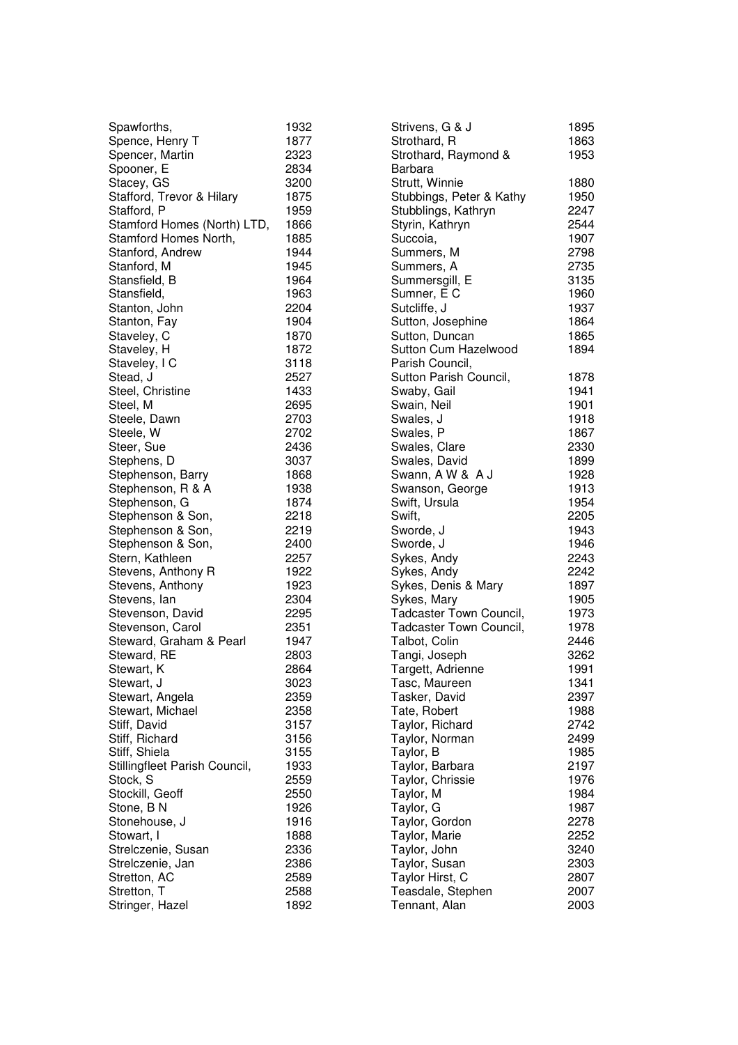| | |
|---|---|
| Spawforths, | 1932 |
| Spence, Henry T | 1877 |
| Spencer, Martin | 2323 |
| Spooner, E | 2834 |
| Stacey, GS | 3200 |
| Stafford, Trevor & Hilary | 1875 |
| Stafford, P | 1959 |
| Stamford Homes (North) LTD, | 1866 |
| Stamford Homes North, | 1885 |
| Stanford, Andrew | 1944 |
| Stanford, M | 1945 |
| Stansfield, B | 1964 |
| Stansfield, | 1963 |
| Stanton, John | 2204 |
| Stanton, Fay | 1904 |
| Staveley, C | 1870 |
| Staveley, H | 1872 |
| Staveley, I C | 3118 |
| Stead, J | 2527 |
| Steel, Christine | 1433 |
| Steel, M | 2695 |
| Steele, Dawn | 2703 |
| Steele, W | 2702 |
| Steer, Sue | 2436 |
| Stephens, D | 3037 |
| Stephenson, Barry | 1868 |
| Stephenson, R & A | 1938 |
| Stephenson, G | 1874 |
| Stephenson & Son, | 2218 |
| Stephenson & Son, | 2219 |
| Stephenson & Son, | 2400 |
| Stern, Kathleen | 2257 |
| Stevens, Anthony R | 1922 |
| Stevens, Anthony | 1923 |
| Stevens, Ian | 2304 |
| Stevenson, David | 2295 |
| Stevenson, Carol | 2351 |
| Steward, Graham & Pearl | 1947 |
| Steward, RE | 2803 |
| Stewart, K | 2864 |
| Stewart, J | 3023 |
| Stewart, Angela | 2359 |
| Stewart, Michael | 2358 |
| Stiff, David | 3157 |
| Stiff, Richard | 3156 |
| Stiff, Shiela | 3155 |
| Stillingfleet Parish Council, | 1933 |
| Stock, S | 2559 |
| Stockill, Geoff | 2550 |
| Stone, B N | 1926 |
| Stonehouse, J | 1916 |
| Stowart, I | 1888 |
| Strelczenie, Susan | 2336 |
| Strelczenie, Jan | 2386 |
| Stretton, AC | 2589 |
| Stretton, T | 2588 |
| Stringer, Hazel | 1892 |
| Strivens, G & J | 1895 |
| Strothard, R | 1863 |
| Strothard, Raymond & Barbara | 1953 |
| Strutt, Winnie | 1880 |
| Stubbings, Peter & Kathy | 1950 |
| Stubblings, Kathryn | 2247 |
| Styrin, Kathryn | 2544 |
| Succoia, | 1907 |
| Summers, M | 2798 |
| Summers, A | 2735 |
| Summersgill, E | 3135 |
| Sumner, E C | 1960 |
| Sutcliffe, J | 1937 |
| Sutton, Josephine | 1864 |
| Sutton, Duncan | 1865 |
| Sutton Cum Hazelwood Parish Council, | 1894 |
| Sutton Parish Council, | 1878 |
| Swaby, Gail | 1941 |
| Swain, Neil | 1901 |
| Swales, J | 1918 |
| Swales, P | 1867 |
| Swales, Clare | 2330 |
| Swales, David | 1899 |
| Swann, A W & A J | 1928 |
| Swanson, George | 1913 |
| Swift, Ursula | 1954 |
| Swift, | 2205 |
| Sworde, J | 1943 |
| Sworde, J | 1946 |
| Sykes, Andy | 2243 |
| Sykes, Andy | 2242 |
| Sykes, Denis & Mary | 1897 |
| Sykes, Mary | 1905 |
| Tadcaster Town Council, | 1973 |
| Tadcaster Town Council, | 1978 |
| Talbot, Colin | 2446 |
| Tangi, Joseph | 3262 |
| Targett, Adrienne | 1991 |
| Tasc, Maureen | 1341 |
| Tasker, David | 2397 |
| Tate, Robert | 1988 |
| Taylor, Richard | 2742 |
| Taylor, Norman | 2499 |
| Taylor, B | 1985 |
| Taylor, Barbara | 2197 |
| Taylor, Chrissie | 1976 |
| Taylor, M | 1984 |
| Taylor, G | 1987 |
| Taylor, Gordon | 2278 |
| Taylor, Marie | 2252 |
| Taylor, John | 3240 |
| Taylor, Susan | 2303 |
| Taylor Hirst, C | 2807 |
| Teasdale, Stephen | 2007 |
| Tennant, Alan | 2003 |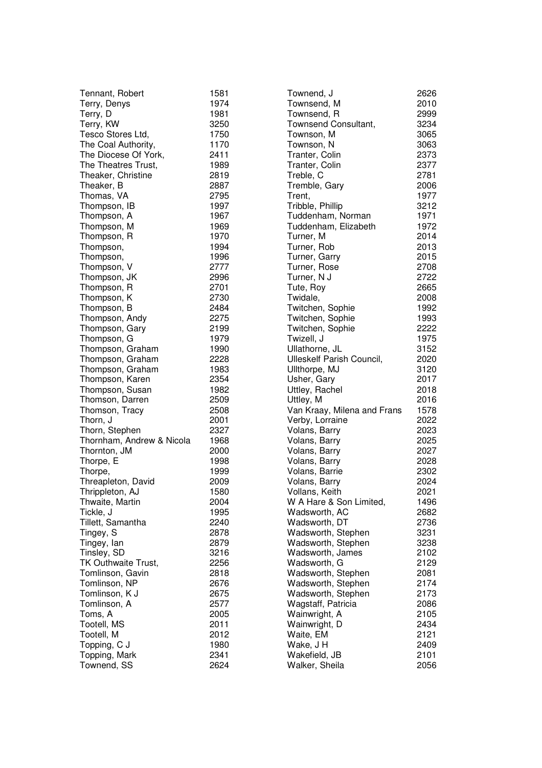| Name | Number |
|---|---|
| Tennant, Robert | 1581 |
| Terry, Denys | 1974 |
| Terry, D | 1981 |
| Terry, KW | 3250 |
| Tesco Stores Ltd, | 1750 |
| The Coal Authority, | 1170 |
| The Diocese Of York, | 2411 |
| The Theatres Trust, | 1989 |
| Theaker, Christine | 2819 |
| Theaker, B | 2887 |
| Thomas, VA | 2795 |
| Thompson, IB | 1997 |
| Thompson, A | 1967 |
| Thompson, M | 1969 |
| Thompson, R | 1970 |
| Thompson, | 1994 |
| Thompson, | 1996 |
| Thompson, V | 2777 |
| Thompson, JK | 2996 |
| Thompson, R | 2701 |
| Thompson, K | 2730 |
| Thompson, B | 2484 |
| Thompson, Andy | 2275 |
| Thompson, Gary | 2199 |
| Thompson, G | 1979 |
| Thompson, Graham | 1990 |
| Thompson, Graham | 2228 |
| Thompson, Graham | 1983 |
| Thompson, Karen | 2354 |
| Thompson, Susan | 1982 |
| Thomson, Darren | 2509 |
| Thomson, Tracy | 2508 |
| Thorn, J | 2001 |
| Thorn, Stephen | 2327 |
| Thornham, Andrew & Nicola | 1968 |
| Thornton, JM | 2000 |
| Thorpe, E | 1998 |
| Thorpe, | 1999 |
| Threapleton, David | 2009 |
| Thrippleton, AJ | 1580 |
| Thwaite, Martin | 2004 |
| Tickle, J | 1995 |
| Tillett, Samantha | 2240 |
| Tingey, S | 2878 |
| Tingey, Ian | 2879 |
| Tinsley, SD | 3216 |
| TK Outhwaite Trust, | 2256 |
| Tomlinson, Gavin | 2818 |
| Tomlinson, NP | 2676 |
| Tomlinson, K J | 2675 |
| Tomlinson, A | 2577 |
| Toms, A | 2005 |
| Tootell, MS | 2011 |
| Tootell, M | 2012 |
| Topping, C J | 1980 |
| Topping, Mark | 2341 |
| Townend, SS | 2624 |
| Townend, J | 2626 |
| Townsend, M | 2010 |
| Townsend, R | 2999 |
| Townsend Consultant, | 3234 |
| Townson, M | 3065 |
| Townson, N | 3063 |
| Tranter, Colin | 2373 |
| Tranter, Colin | 2377 |
| Treble, C | 2781 |
| Tremble, Gary | 2006 |
| Trent, | 1977 |
| Tribble, Phillip | 3212 |
| Tuddenham, Norman | 1971 |
| Tuddenham, Elizabeth | 1972 |
| Turner, M | 2014 |
| Turner, Rob | 2013 |
| Turner, Garry | 2015 |
| Turner, Rose | 2708 |
| Turner, N J | 2722 |
| Tute, Roy | 2665 |
| Twidale, | 2008 |
| Twitchen, Sophie | 1992 |
| Twitchen, Sophie | 1993 |
| Twitchen, Sophie | 2222 |
| Twizell, J | 1975 |
| Ullathorne, JL | 3152 |
| Ulleskelf Parish Council, | 2020 |
| Ullthorpe, MJ | 3120 |
| Usher, Gary | 2017 |
| Uttley, Rachel | 2018 |
| Uttley, M | 2016 |
| Van Kraay, Milena and Frans | 1578 |
| Verby, Lorraine | 2022 |
| Volans, Barry | 2023 |
| Volans, Barry | 2025 |
| Volans, Barry | 2027 |
| Volans, Barry | 2028 |
| Volans, Barrie | 2302 |
| Volans, Barry | 2024 |
| Vollans, Keith | 2021 |
| W A Hare & Son Limited, | 1496 |
| Wadsworth, AC | 2682 |
| Wadsworth, DT | 2736 |
| Wadsworth, Stephen | 3231 |
| Wadsworth, Stephen | 3238 |
| Wadsworth, James | 2102 |
| Wadsworth, G | 2129 |
| Wadsworth, Stephen | 2081 |
| Wadsworth, Stephen | 2174 |
| Wadsworth, Stephen | 2173 |
| Wagstaff, Patricia | 2086 |
| Wainwright, A | 2105 |
| Wainwright, D | 2434 |
| Waite, EM | 2121 |
| Wake, J H | 2409 |
| Wakefield, JB | 2101 |
| Walker, Sheila | 2056 |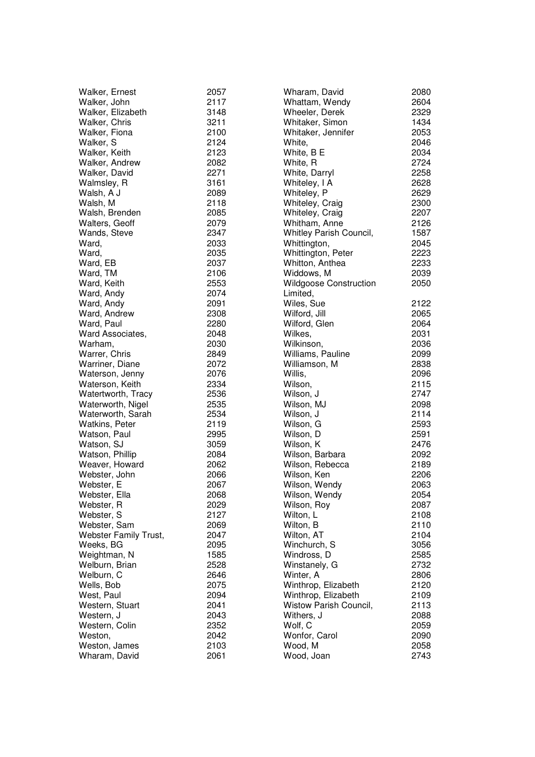| Name | Number |
| --- | --- |
| Walker, Ernest | 2057 |
| Walker, John | 2117 |
| Walker, Elizabeth | 3148 |
| Walker, Chris | 3211 |
| Walker, Fiona | 2100 |
| Walker, S | 2124 |
| Walker, Keith | 2123 |
| Walker, Andrew | 2082 |
| Walker, David | 2271 |
| Walmsley, R | 3161 |
| Walsh, A J | 2089 |
| Walsh, M | 2118 |
| Walsh, Brenden | 2085 |
| Walters, Geoff | 2079 |
| Wands, Steve | 2347 |
| Ward, | 2033 |
| Ward, | 2035 |
| Ward, EB | 2037 |
| Ward, TM | 2106 |
| Ward, Keith | 2553 |
| Ward, Andy | 2074 |
| Ward, Andy | 2091 |
| Ward, Andrew | 2308 |
| Ward, Paul | 2280 |
| Ward Associates, | 2048 |
| Warham, | 2030 |
| Warrer, Chris | 2849 |
| Warriner, Diane | 2072 |
| Waterson, Jenny | 2076 |
| Waterson, Keith | 2334 |
| Watertworth, Tracy | 2536 |
| Waterworth, Nigel | 2535 |
| Waterworth, Sarah | 2534 |
| Watkins, Peter | 2119 |
| Watson, Paul | 2995 |
| Watson, SJ | 3059 |
| Watson, Phillip | 2084 |
| Weaver, Howard | 2062 |
| Webster, John | 2066 |
| Webster, E | 2067 |
| Webster, Ella | 2068 |
| Webster, R | 2029 |
| Webster, S | 2127 |
| Webster, Sam | 2069 |
| Webster Family Trust, | 2047 |
| Weeks, BG | 2095 |
| Weightman, N | 1585 |
| Welburn, Brian | 2528 |
| Welburn, C | 2646 |
| Wells, Bob | 2075 |
| West, Paul | 2094 |
| Western, Stuart | 2041 |
| Western, J | 2043 |
| Western, Colin | 2352 |
| Weston, | 2042 |
| Weston, James | 2103 |
| Wharam, David | 2061 |
| Wharam, David | 2080 |
| Whattam, Wendy | 2604 |
| Wheeler, Derek | 2329 |
| Whitaker, Simon | 1434 |
| Whitaker, Jennifer | 2053 |
| White, | 2046 |
| White, B E | 2034 |
| White, R | 2724 |
| White, Darryl | 2258 |
| Whiteley, I A | 2628 |
| Whiteley, P | 2629 |
| Whiteley, Craig | 2300 |
| Whiteley, Craig | 2207 |
| Whitham, Anne | 2126 |
| Whitley Parish Council, | 1587 |
| Whittington, | 2045 |
| Whittington, Peter | 2223 |
| Whitton, Anthea | 2233 |
| Widdows, M | 2039 |
| Wildgoose Construction Limited, | 2050 |
| Wiles, Sue | 2122 |
| Wilford, Jill | 2065 |
| Wilford, Glen | 2064 |
| Wilkes, | 2031 |
| Wilkinson, | 2036 |
| Williams, Pauline | 2099 |
| Williamson, M | 2838 |
| Willis, | 2096 |
| Wilson, | 2115 |
| Wilson, J | 2747 |
| Wilson, MJ | 2098 |
| Wilson, J | 2114 |
| Wilson, G | 2593 |
| Wilson, D | 2591 |
| Wilson, K | 2476 |
| Wilson, Barbara | 2092 |
| Wilson, Rebecca | 2189 |
| Wilson, Ken | 2206 |
| Wilson, Wendy | 2063 |
| Wilson, Wendy | 2054 |
| Wilson, Roy | 2087 |
| Wilton, L | 2108 |
| Wilton, B | 2110 |
| Wilton, AT | 2104 |
| Winchurch, S | 3056 |
| Windross, D | 2585 |
| Winstanely, G | 2732 |
| Winter, A | 2806 |
| Winthrop, Elizabeth | 2120 |
| Winthrop, Elizabeth | 2109 |
| Wistow Parish Council, | 2113 |
| Withers, J | 2088 |
| Wolf, C | 2059 |
| Wonfor, Carol | 2090 |
| Wood, M | 2058 |
| Wood, Joan | 2743 |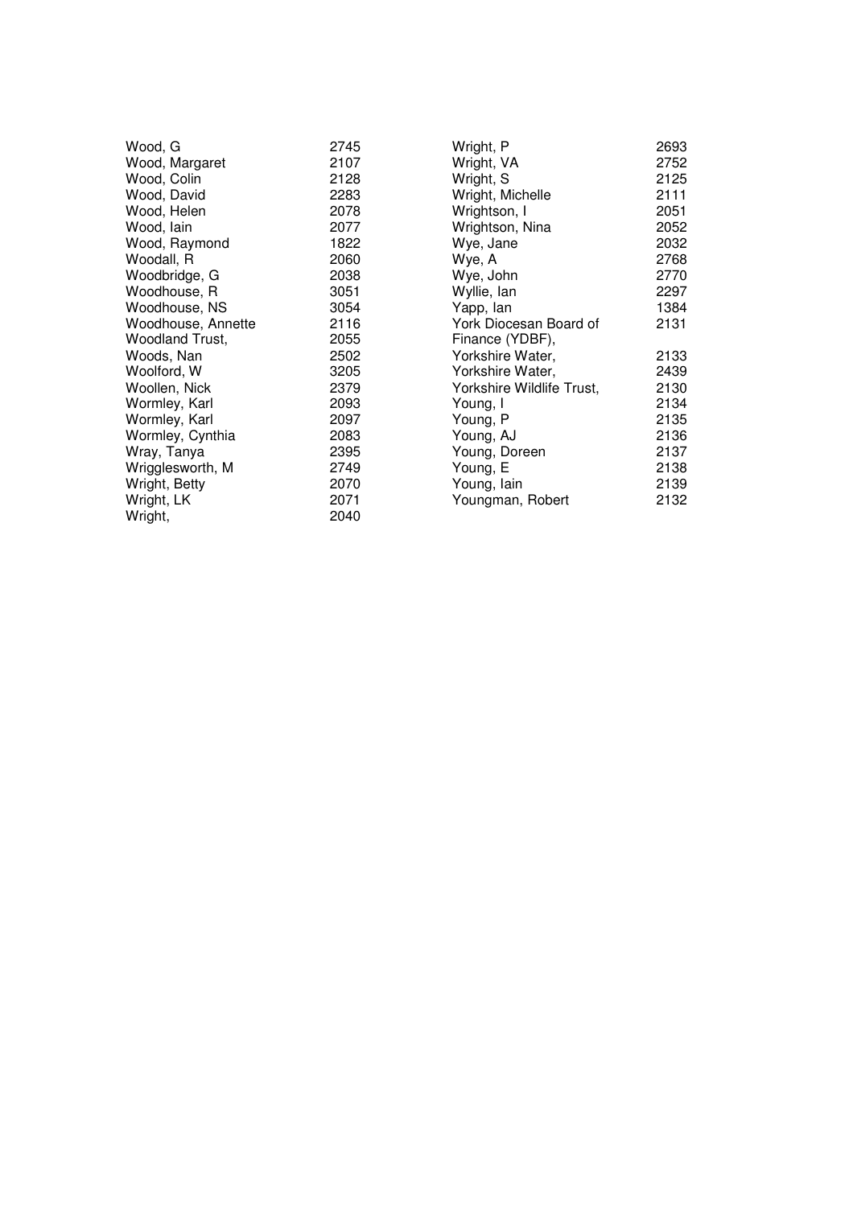| | |
|---|---|
| Wood, G | 2745 |
| Wood, Margaret | 2107 |
| Wood, Colin | 2128 |
| Wood, David | 2283 |
| Wood, Helen | 2078 |
| Wood, Iain | 2077 |
| Wood, Raymond | 1822 |
| Woodall, R | 2060 |
| Woodbridge, G | 2038 |
| Woodhouse, R | 3051 |
| Woodhouse, NS | 3054 |
| Woodhouse, Annette | 2116 |
| Woodland Trust, | 2055 |
| Woods, Nan | 2502 |
| Woolford, W | 3205 |
| Woollen, Nick | 2379 |
| Wormley, Karl | 2093 |
| Wormley, Karl | 2097 |
| Wormley, Cynthia | 2083 |
| Wray, Tanya | 2395 |
| Wrigglesworth, M | 2749 |
| Wright, Betty | 2070 |
| Wright, LK | 2071 |
| Wright, | 2040 |
| Wright, P | 2693 |
| Wright, VA | 2752 |
| Wright, S | 2125 |
| Wright, Michelle | 2111 |
| Wrightson, I | 2051 |
| Wrightson, Nina | 2052 |
| Wye, Jane | 2032 |
| Wye, A | 2768 |
| Wye, John | 2770 |
| Wyllie, Ian | 2297 |
| Yapp, Ian | 1384 |
| York Diocesan Board of Finance (YDBF), | 2131 |
| Yorkshire Water, | 2133 |
| Yorkshire Water, | 2439 |
| Yorkshire Wildlife Trust, | 2130 |
| Young, I | 2134 |
| Young, P | 2135 |
| Young, AJ | 2136 |
| Young, Doreen | 2137 |
| Young, E | 2138 |
| Young, Iain | 2139 |
| Youngman, Robert | 2132 |